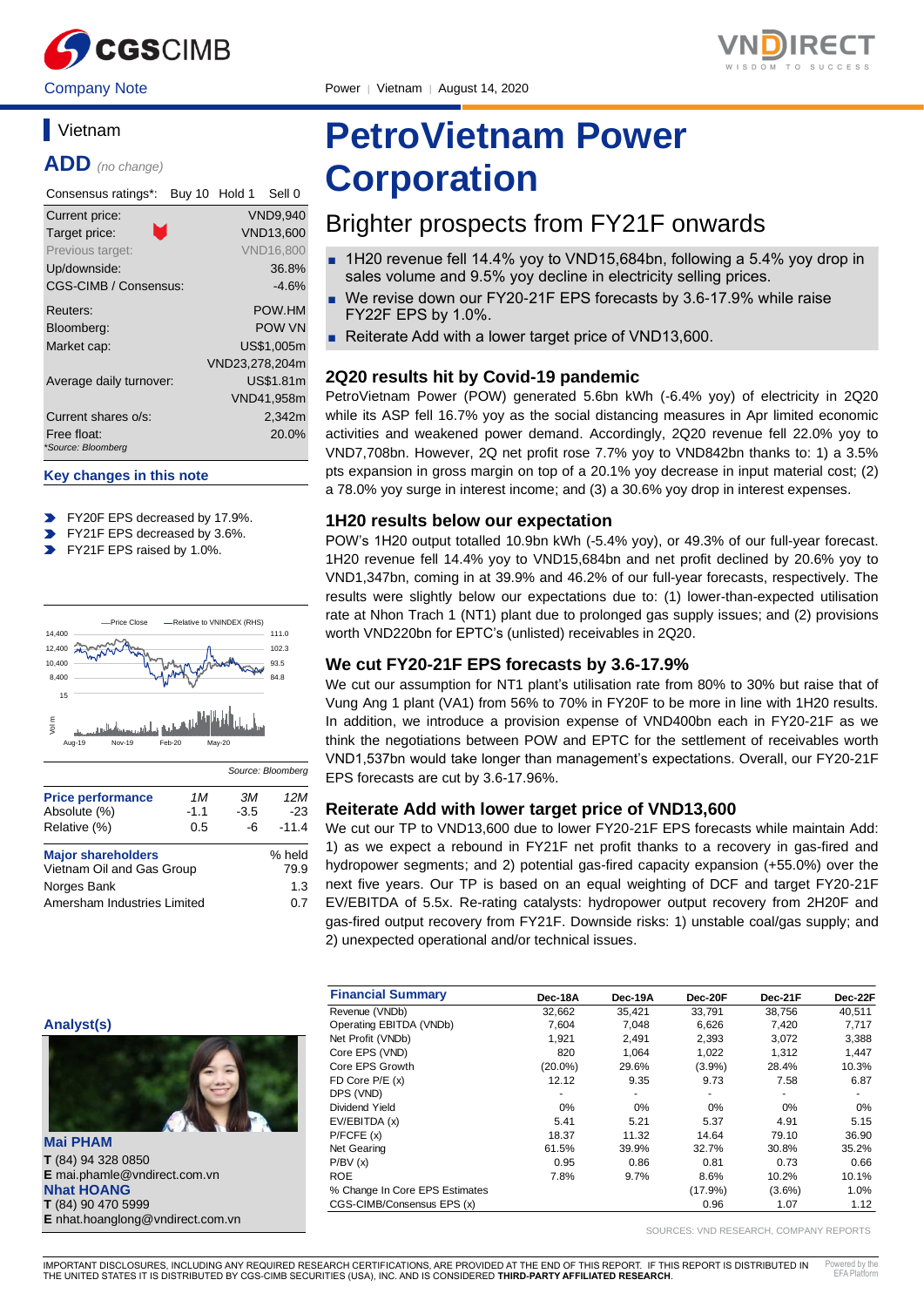Company Note | Power | Vietnam | August 14, 2020

## Vietnam

## ADD *(no change)*

| Consensus ratings*: | Buy 10 Hold 1 Sell 0 |
|---|---|
| Current price: | VND9,940 |
| Target price: | VND13,600 |
| Previous target: | VND16,800 |
| Up/downside: | 36.8% |
| CGS-CIMB / Consensus: | -4.6% |
| Reuters: | POW.HM |
| Bloomberg: | POW VN |
| Market cap: | US$1,005m |
| | VND23,278,204m |
| Average daily turnover: | US$1.81m |
| | VND41,958m |
| Current shares o/s: | 2,342m |
| Free float: | 20.0% |

*Source: Bloomberg

### Key changes in this note

- FY20F EPS decreased by 17.9%.
- FY21F EPS decreased by 3.6%.
- FY21F EPS raised by 1.0%.

Source: Bloomberg

| Price performance | 1M | 3M | 12M |
|---|---|---|---|
| Absolute (%) | -1.1 | -3.5 | -23 |
| Relative (%) | 0.5 | -6 | -11.4 |

| Major shareholders | % held |
|---|---|
| Vietnam Oil and Gas Group | 79.9 |
| Norges Bank | 1.3 |
| Amersham Industries Limited | 0.7 |

### Analyst(s)

**Mai PHAM**
**T** (84) 94 328 0850
**E** mai.phamle@vndirect.com.vn

**Nhat HOANG**
**T** (84) 90 470 5999
**E** nhat.hoanglong@vndirect.com.vn

# PetroVietnam Power Corporation

## Brighter prospects from FY21F onwards

- 1H20 revenue fell 14.4% yoy to VND15,684bn, following a 5.4% yoy drop in sales volume and 9.5% yoy decline in electricity selling prices.
- We revise down our FY20-21F EPS forecasts by 3.6-17.9% while raise FY22F EPS by 1.0%.
- Reiterate Add with a lower target price of VND13,600.

### 2Q20 results hit by Covid-19 pandemic

PetroVietnam Power (POW) generated 5.6bn kWh (-6.4% yoy) of electricity in 2Q20 while its ASP fell 16.7% yoy as the social distancing measures in Apr limited economic activities and weakened power demand. Accordingly, 2Q20 revenue fell 22.0% yoy to VND7,708bn. However, 2Q net profit rose 7.7% yoy to VND842bn thanks to: 1) a 3.5% pts expansion in gross margin on top of a 20.1% yoy decrease in input material cost; (2) a 78.0% yoy surge in interest income; and (3) a 30.6% yoy drop in interest expenses.

### 1H20 results below our expectation

POW's 1H20 output totalled 10.9bn kWh (-5.4% yoy), or 49.3% of our full-year forecast. 1H20 revenue fell 14.4% yoy to VND15,684bn and net profit declined by 20.6% yoy to VND1,347bn, coming in at 39.9% and 46.2% of our full-year forecasts, respectively. The results were slightly below our expectations due to: (1) lower-than-expected utilisation rate at Nhon Trach 1 (NT1) plant due to prolonged gas supply issues; and (2) provisions worth VND220bn for EPTC's (unlisted) receivables in 2Q20.

### We cut FY20-21F EPS forecasts by 3.6-17.9%

We cut our assumption for NT1 plant's utilisation rate from 80% to 30% but raise that of Vung Ang 1 plant (VA1) from 56% to 70% in FY20F to be more in line with 1H20 results. In addition, we introduce a provision expense of VND400bn each in FY20-21F as we think the negotiations between POW and EPTC for the settlement of receivables worth VND1,537bn would take longer than management's expectations. Overall, our FY20-21F EPS forecasts are cut by 3.6-17.96%.

### Reiterate Add with lower target price of VND13,600

We cut our TP to VND13,600 due to lower FY20-21F EPS forecasts while maintain Add: 1) as we expect a rebound in FY21F net profit thanks to a recovery in gas-fired and hydropower segments; and 2) potential gas-fired capacity expansion (+55.0%) over the next five years. Our TP is based on an equal weighting of DCF and target FY20-21F EV/EBITDA of 5.5x. Re-rating catalysts: hydropower output recovery from 2H20F and gas-fired output recovery from FY21F. Downside risks: 1) unstable coal/gas supply; and 2) unexpected operational and/or technical issues.

| Financial Summary | Dec-18A | Dec-19A | Dec-20F | Dec-21F | Dec-22F |
|---|---|---|---|---|---|
| Revenue (VNDb) | 32,662 | 35,421 | 33,791 | 38,756 | 40,511 |
| Operating EBITDA (VNDb) | 7,604 | 7,048 | 6,626 | 7,420 | 7,717 |
| Net Profit (VNDb) | 1,921 | 2,491 | 2,393 | 3,072 | 3,388 |
| Core EPS (VND) | 820 | 1,064 | 1,022 | 1,312 | 1,447 |
| Core EPS Growth | (20.0%) | 29.6% | (3.9%) | 28.4% | 10.3% |
| FD Core P/E (x) | 12.12 | 9.35 | 9.73 | 7.58 | 6.87 |
| DPS (VND) | - | - | - | - | - |
| Dividend Yield | 0% | 0% | 0% | 0% | 0% |
| EV/EBITDA (x) | 5.41 | 5.21 | 5.37 | 4.91 | 5.15 |
| P/FCFE (x) | 18.37 | 11.32 | 14.64 | 79.10 | 36.90 |
| Net Gearing | 61.5% | 39.9% | 32.7% | 30.8% | 35.2% |
| P/BV (x) | 0.95 | 0.86 | 0.81 | 0.73 | 0.66 |
| ROE | 7.8% | 9.7% | 8.6% | 10.2% | 10.1% |
| % Change In Core EPS Estimates | | | (17.9%) | (3.6%) | 1.0% |
| CGS-CIMB/Consensus EPS (x) | | | 0.96 | 1.07 | 1.12 |

SOURCES: VND RESEARCH, COMPANY REPORTS

IMPORTANT DISCLOSURES, INCLUDING ANY REQUIRED RESEARCH CERTIFICATIONS, ARE PROVIDED AT THE END OF THIS REPORT. IF THIS REPORT IS DISTRIBUTED IN THE UNITED STATES IT IS DISTRIBUTED BY CGS-CIMB SECURITIES (USA), INC. AND IS CONSIDERED **THIRD-PARTY AFFILIATED RESEARCH**.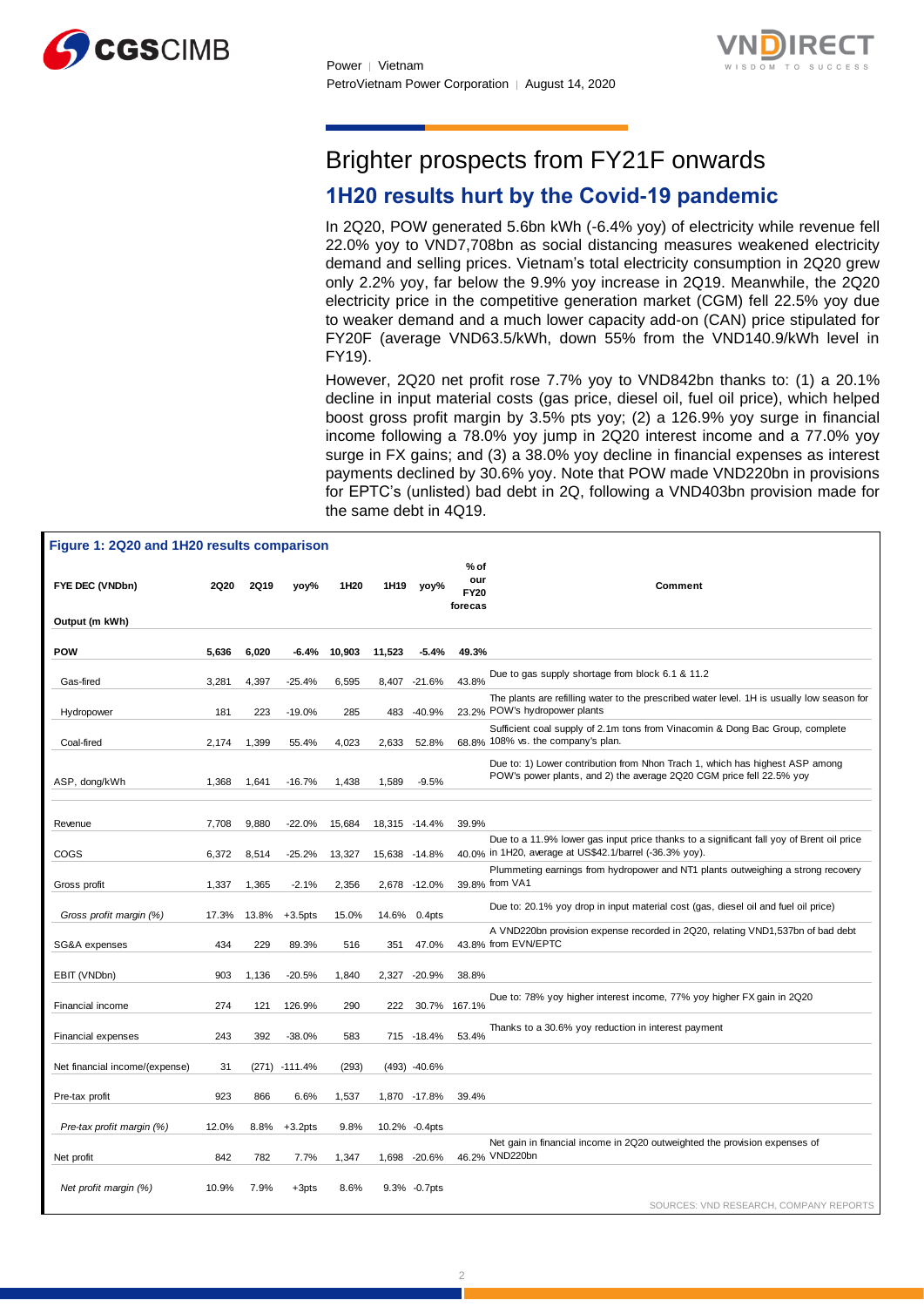# Brighter prospects from FY21F onwards

## 1H20 results hurt by the Covid-19 pandemic

In 2Q20, POW generated 5.6bn kWh (-6.4% yoy) of electricity while revenue fell 22.0% yoy to VND7,708bn as social distancing measures weakened electricity demand and selling prices. Vietnam's total electricity consumption in 2Q20 grew only 2.2% yoy, far below the 9.9% yoy increase in 2Q19. Meanwhile, the 2Q20 electricity price in the competitive generation market (CGM) fell 22.5% yoy due to weaker demand and a much lower capacity add-on (CAN) price stipulated for FY20F (average VND63.5/kWh, down 55% from the VND140.9/kWh level in FY19).

However, 2Q20 net profit rose 7.7% yoy to VND842bn thanks to: (1) a 20.1% decline in input material costs (gas price, diesel oil, fuel oil price), which helped boost gross profit margin by 3.5% pts yoy; (2) a 126.9% yoy surge in financial income following a 78.0% yoy jump in 2Q20 interest income and a 77.0% yoy surge in FX gains; and (3) a 38.0% yoy decline in financial expenses as interest payments declined by 30.6% yoy. Note that POW made VND220bn in provisions for EPTC's (unlisted) bad debt in 2Q, following a VND403bn provision made for the same debt in 4Q19.

**Figure 1: 2Q20 and 1H20 results comparison**

| FYE DEC (VNDbn) | 2Q20 | 2Q19 | yoy% | 1H20 | 1H19 | yoy% | % of our FY20 forecas | Comment |
|---|---|---|---|---|---|---|---|---|
| **Output (m kWh)** | | | | | | | | |
| **POW** | **5,636** | **6,020** | **-6.4%** | **10,903** | **11,523** | **-5.4%** | **49.3%** | |
| Gas-fired | 3,281 | 4,397 | -25.4% | 6,595 | 8,407 | -21.6% | 43.8% | Due to gas supply shortage from block 6.1 & 11.2 |
| Hydropower | 181 | 223 | -19.0% | 285 | 483 | -40.9% | 23.2% | The plants are refilling water to the prescribed water level. 1H is usually low season for POW's hydropower plants |
| Coal-fired | 2,174 | 1,399 | 55.4% | 4,023 | 2,633 | 52.8% | 68.8% | Sufficient coal supply of 2.1m tons from Vinacomin & Dong Bac Group, complete 108% vs. the company's plan. |
| ASP, dong/kWh | 1,368 | 1,641 | -16.7% | 1,438 | 1,589 | -9.5% | | Due to: 1) Lower contribution from Nhon Trach 1, which has highest ASP among POW's power plants, and 2) the average 2Q20 CGM price fell 22.5% yoy |
| Revenue | 7,708 | 9,880 | -22.0% | 15,684 | 18,315 | -14.4% | 39.9% | |
| COGS | 6,372 | 8,514 | -25.2% | 13,327 | 15,638 | -14.8% | 40.0% | Due to a 11.9% lower gas input price thanks to a significant fall yoy of Brent oil price in 1H20, average at US$42.1/barrel (-36.3% yoy). |
| Gross profit | 1,337 | 1,365 | -2.1% | 2,356 | 2,678 | -12.0% | 39.8% | Plummeting earnings from hydropower and NT1 plants outweighing a strong recovery from VA1 |
| *Gross profit margin (%)* | 17.3% | 13.8% | +3.5pts | 15.0% | 14.6% | 0.4pts | | Due to: 20.1% yoy drop in input material cost (gas, diesel oil and fuel oil price) |
| SG&A expenses | 434 | 229 | 89.3% | 516 | 351 | 47.0% | 43.8% | A VND220bn provision expense recorded in 2Q20, relating VND1,537bn of bad debt from EVN/EPTC |
| EBIT (VNDbn) | 903 | 1,136 | -20.5% | 1,840 | 2,327 | -20.9% | 38.8% | |
| Financial income | 274 | 121 | 126.9% | 290 | 222 | 30.7% | 167.1% | Due to: 78% yoy higher interest income, 77% yoy higher FX gain in 2Q20 |
| Financial expenses | 243 | 392 | -38.0% | 583 | 715 | -18.4% | 53.4% | Thanks to a 30.6% yoy reduction in interest payment |
| Net financial income/(expense) | 31 | (271) | -111.4% | (293) | (493) | -40.6% | | |
| Pre-tax profit | 923 | 866 | 6.6% | 1,537 | 1,870 | -17.8% | 39.4% | |
| *Pre-tax profit margin (%)* | 12.0% | 8.8% | +3.2pts | 9.8% | 10.2% | -0.4pts | | |
| Net profit | 842 | 782 | 7.7% | 1,347 | 1,698 | -20.6% | 46.2% | Net gain in financial income in 2Q20 outweighted the provision expenses of VND220bn |
| *Net profit margin (%)* | 10.9% | 7.9% | +3pts | 8.6% | 9.3% | -0.7pts | | |

SOURCES: VND RESEARCH, COMPANY REPORTS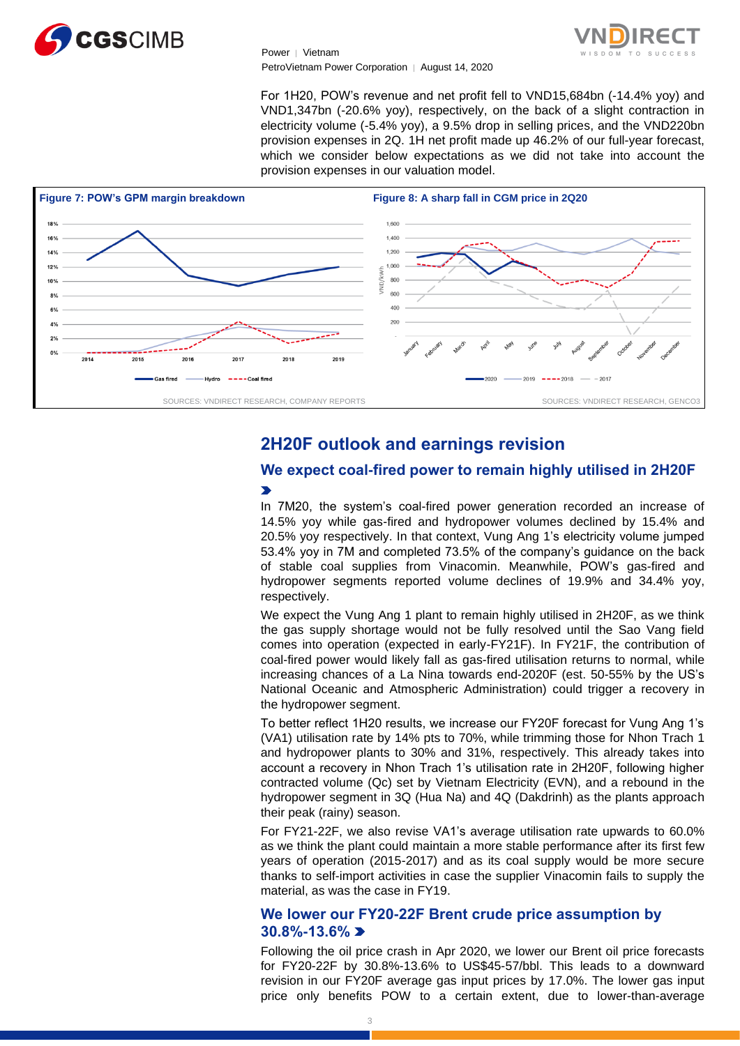For 1H20, POW's revenue and net profit fell to VND15,684bn (-14.4% yoy) and VND1,347bn (-20.6% yoy), respectively, on the back of a slight contraction in electricity volume (-5.4% yoy), a 9.5% drop in selling prices, and the VND220bn provision expenses in 2Q. 1H net profit made up 46.2% of our full-year forecast, which we consider below expectations as we did not take into account the provision expenses in our valuation model.

**Figure 7: POW's GPM margin breakdown**

SOURCES: VNDIRECT RESEARCH, COMPANY REPORTS

**Figure 8: A sharp fall in CGM price in 2Q20**

SOURCES: VNDIRECT RESEARCH, GENCO3

## 2H20F outlook and earnings revision

### We expect coal-fired power to remain highly utilised in 2H20F

In 7M20, the system's coal-fired power generation recorded an increase of 14.5% yoy while gas-fired and hydropower volumes declined by 15.4% and 20.5% yoy respectively. In that context, Vung Ang 1's electricity volume jumped 53.4% yoy in 7M and completed 73.5% of the company's guidance on the back of stable coal supplies from Vinacomin. Meanwhile, POW's gas-fired and hydropower segments reported volume declines of 19.9% and 34.4% yoy, respectively.

We expect the Vung Ang 1 plant to remain highly utilised in 2H20F, as we think the gas supply shortage would not be fully resolved until the Sao Vang field comes into operation (expected in early-FY21F). In FY21F, the contribution of coal-fired power would likely fall as gas-fired utilisation returns to normal, while increasing chances of a La Nina towards end-2020F (est. 50-55% by the US's National Oceanic and Atmospheric Administration) could trigger a recovery in the hydropower segment.

To better reflect 1H20 results, we increase our FY20F forecast for Vung Ang 1's (VA1) utilisation rate by 14% pts to 70%, while trimming those for Nhon Trach 1 and hydropower plants to 30% and 31%, respectively. This already takes into account a recovery in Nhon Trach 1's utilisation rate in 2H20F, following higher contracted volume (Qc) set by Vietnam Electricity (EVN), and a rebound in the hydropower segment in 3Q (Hua Na) and 4Q (Dakdrinh) as the plants approach their peak (rainy) season.

For FY21-22F, we also revise VA1's average utilisation rate upwards to 60.0% as we think the plant could maintain a more stable performance after its first few years of operation (2015-2017) and as its coal supply would be more secure thanks to self-import activities in case the supplier Vinacomin fails to supply the material, as was the case in FY19.

### We lower our FY20-22F Brent crude price assumption by 30.8%-13.6%

Following the oil price crash in Apr 2020, we lower our Brent oil price forecasts for FY20-22F by 30.8%-13.6% to US$45-57/bbl. This leads to a downward revision in our FY20F average gas input prices by 17.0%. The lower gas input price only benefits POW to a certain extent, due to lower-than-average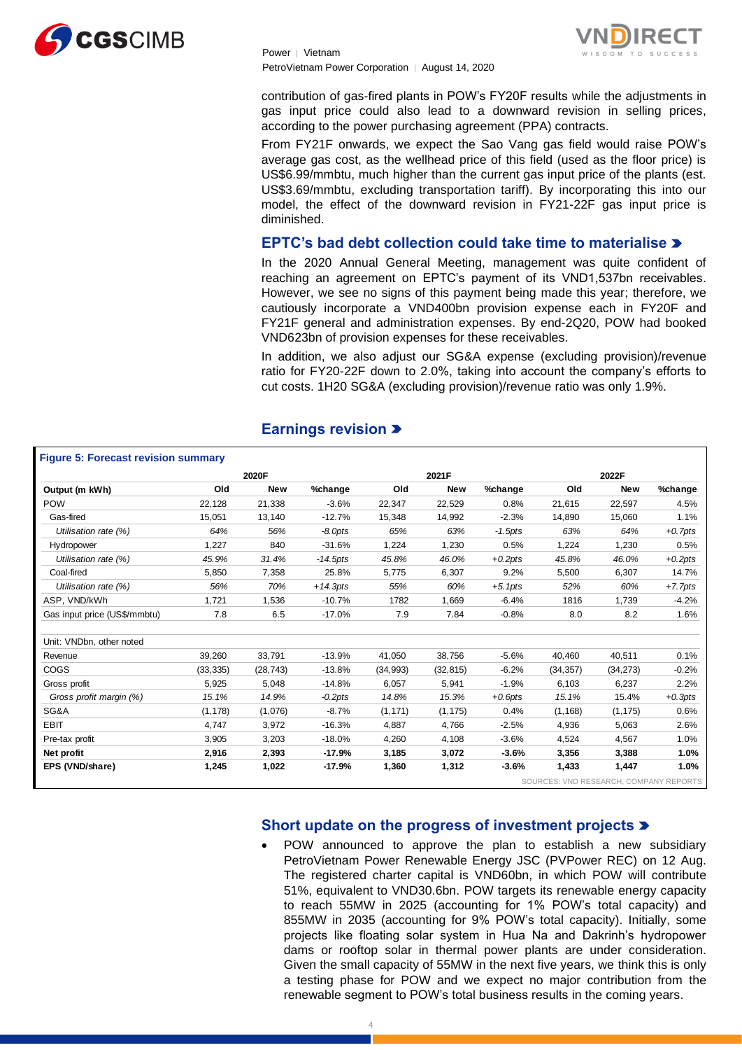contribution of gas-fired plants in POW's FY20F results while the adjustments in gas input price could also lead to a downward revision in selling prices, according to the power purchasing agreement (PPA) contracts.

From FY21F onwards, we expect the Sao Vang gas field would raise POW's average gas cost, as the wellhead price of this field (used as the floor price) is US$6.99/mmbtu, much higher than the current gas input price of the plants (est. US$3.69/mmbtu, excluding transportation tariff). By incorporating this into our model, the effect of the downward revision in FY21-22F gas input price is diminished.

## EPTC's bad debt collection could take time to materialise

In the 2020 Annual General Meeting, management was quite confident of reaching an agreement on EPTC's payment of its VND1,537bn receivables. However, we see no signs of this payment being made this year; therefore, we cautiously incorporate a VND400bn provision expense each in FY20F and FY21F general and administration expenses. By end-2Q20, POW had booked VND623bn of provision expenses for these receivables.

In addition, we also adjust our SG&A expense (excluding provision)/revenue ratio for FY20-22F down to 2.0%, taking into account the company's efforts to cut costs. 1H20 SG&A (excluding provision)/revenue ratio was only 1.9%.

## Earnings revision

**Figure 5: Forecast revision summary**

| | 2020F | | | 2021F | | | 2022F | | |
|---|---|---|---|---|---|---|---|---|---|
| **Output (m kWh)** | **Old** | **New** | **%change** | **Old** | **New** | **%change** | **Old** | **New** | **%change** |
| POW | 22,128 | 21,338 | -3.6% | 22,347 | 22,529 | 0.8% | 21,615 | 22,597 | 4.5% |
| Gas-fired | 15,051 | 13,140 | -12.7% | 15,348 | 14,992 | -2.3% | 14,890 | 15,060 | 1.1% |
| *Utilisation rate (%)* | *64%* | *56%* | *-8.0pts* | *65%* | *63%* | *-1.5pts* | *63%* | *64%* | *+0.7pts* |
| Hydropower | 1,227 | 840 | -31.6% | 1,224 | 1,230 | 0.5% | 1,224 | 1,230 | 0.5% |
| *Utilisation rate (%)* | *45.9%* | *31.4%* | *-14.5pts* | *45.8%* | *46.0%* | *+0.2pts* | *45.8%* | *46.0%* | *+0.2pts* |
| Coal-fired | 5,850 | 7,358 | 25.8% | 5,775 | 6,307 | 9.2% | 5,500 | 6,307 | 14.7% |
| *Utilisation rate (%)* | *56%* | *70%* | *+14.3pts* | *55%* | *60%* | *+5.1pts* | *52%* | *60%* | *+7.7pts* |
| ASP, VND/kWh | 1,721 | 1,536 | -10.7% | 1782 | 1,669 | -6.4% | 1816 | 1,739 | -4.2% |
| Gas input price (US$/mmbtu) | 7.8 | 6.5 | -17.0% | 7.9 | 7.84 | -0.8% | 8.0 | 8.2 | 1.6% |
| | | | | | | | | | |
| Unit: VNDbn, other noted | | | | | | | | | |
| Revenue | 39,260 | 33,791 | -13.9% | 41,050 | 38,756 | -5.6% | 40,460 | 40,511 | 0.1% |
| COGS | (33,335) | (28,743) | -13.8% | (34,993) | (32,815) | -6.2% | (34,357) | (34,273) | -0.2% |
| Gross profit | 5,925 | 5,048 | -14.8% | 6,057 | 5,941 | -1.9% | 6,103 | 6,237 | 2.2% |
| *Gross profit margin (%)* | *15.1%* | *14.9%* | *-0.2pts* | *14.8%* | *15.3%* | *+0.6pts* | *15.1%* | *15.4%* | *+0.3pts* |
| SG&A | (1,178) | (1,076) | -8.7% | (1,171) | (1,175) | 0.4% | (1,168) | (1,175) | 0.6% |
| EBIT | 4,747 | 3,972 | -16.3% | 4,887 | 4,766 | -2.5% | 4,936 | 5,063 | 2.6% |
| Pre-tax profit | 3,905 | 3,203 | -18.0% | 4,260 | 4,108 | -3.6% | 4,524 | 4,567 | 1.0% |
| **Net profit** | **2,916** | **2,393** | **-17.9%** | **3,185** | **3,072** | **-3.6%** | **3,356** | **3,388** | **1.0%** |
| **EPS (VND/share)** | **1,245** | **1,022** | **-17.9%** | **1,360** | **1,312** | **-3.6%** | **1,433** | **1,447** | **1.0%** |

SOURCES: VND RESEARCH, COMPANY REPORTS

## Short update on the progress of investment projects

- POW announced to approve the plan to establish a new subsidiary PetroVietnam Power Renewable Energy JSC (PVPower REC) on 12 Aug. The registered charter capital is VND60bn, in which POW will contribute 51%, equivalent to VND30.6bn. POW targets its renewable energy capacity to reach 55MW in 2025 (accounting for 1% POW's total capacity) and 855MW in 2035 (accounting for 9% POW's total capacity). Initially, some projects like floating solar system in Hua Na and Dakrinh's hydropower dams or rooftop solar in thermal power plants are under consideration. Given the small capacity of 55MW in the next five years, we think this is only a testing phase for POW and we expect no major contribution from the renewable segment to POW's total business results in the coming years.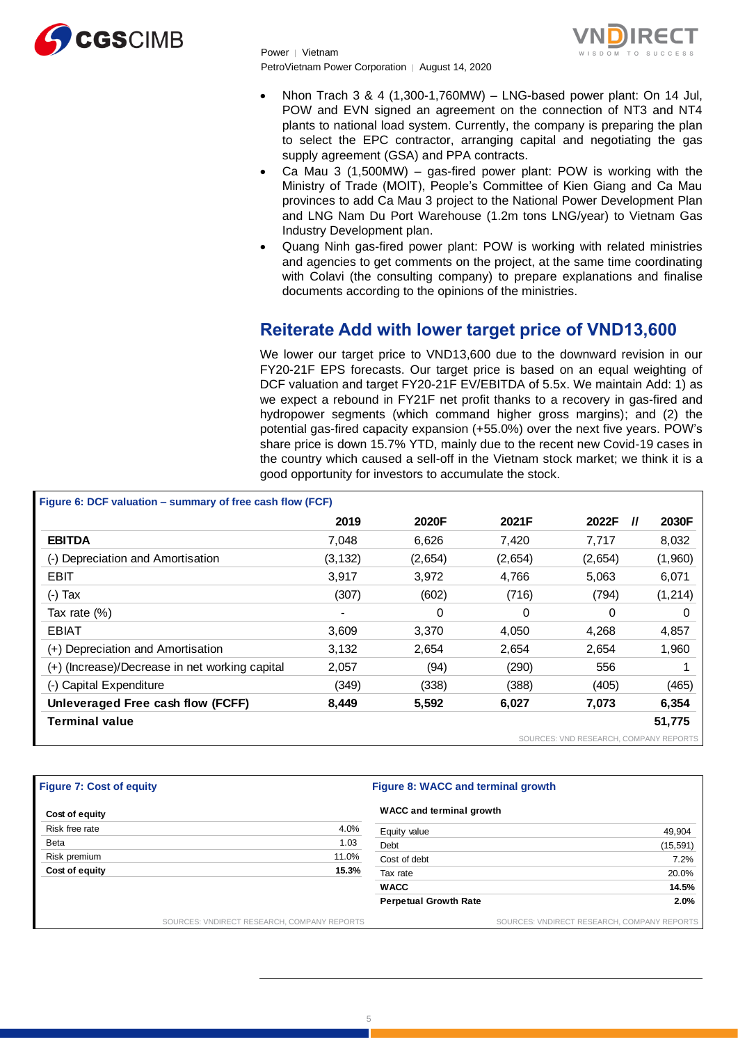- Nhon Trach 3 & 4 (1,300-1,760MW) – LNG-based power plant: On 14 Jul, POW and EVN signed an agreement on the connection of NT3 and NT4 plants to national load system. Currently, the company is preparing the plan to select the EPC contractor, arranging capital and negotiating the gas supply agreement (GSA) and PPA contracts.
- Ca Mau 3 (1,500MW) – gas-fired power plant: POW is working with the Ministry of Trade (MOIT), People's Committee of Kien Giang and Ca Mau provinces to add Ca Mau 3 project to the National Power Development Plan and LNG Nam Du Port Warehouse (1.2m tons LNG/year) to Vietnam Gas Industry Development plan.
- Quang Ninh gas-fired power plant: POW is working with related ministries and agencies to get comments on the project, at the same time coordinating with Colavi (the consulting company) to prepare explanations and finalise documents according to the opinions of the ministries.

## Reiterate Add with lower target price of VND13,600

We lower our target price to VND13,600 due to the downward revision in our FY20-21F EPS forecasts. Our target price is based on an equal weighting of DCF valuation and target FY20-21F EV/EBITDA of 5.5x. We maintain Add: 1) as we expect a rebound in FY21F net profit thanks to a recovery in gas-fired and hydropower segments (which command higher gross margins); and (2) the potential gas-fired capacity expansion (+55.0%) over the next five years. POW's share price is down 15.7% YTD, mainly due to the recent new Covid-19 cases in the country which caused a sell-off in the Vietnam stock market; we think it is a good opportunity for investors to accumulate the stock.

**Figure 6: DCF valuation – summary of free cash flow (FCF)**

| | 2019 | 2020F | 2021F | 2022F // | 2030F |
|---|---|---|---|---|---|
| **EBITDA** | 7,048 | 6,626 | 7,420 | 7,717 | 8,032 |
| (-) Depreciation and Amortisation | (3,132) | (2,654) | (2,654) | (2,654) | (1,960) |
| EBIT | 3,917 | 3,972 | 4,766 | 5,063 | 6,071 |
| (-) Tax | (307) | (602) | (716) | (794) | (1,214) |
| Tax rate (%) | - | 0 | 0 | 0 | 0 |
| EBIAT | 3,609 | 3,370 | 4,050 | 4,268 | 4,857 |
| (+) Depreciation and Amortisation | 3,132 | 2,654 | 2,654 | 2,654 | 1,960 |
| (+) (Increase)/Decrease in net working capital | 2,057 | (94) | (290) | 556 | 1 |
| (-) Capital Expenditure | (349) | (338) | (388) | (405) | (465) |
| **Unleveraged Free cash flow (FCFF)** | **8,449** | **5,592** | **6,027** | **7,073** | **6,354** |
| **Terminal value** | | | | | **51,775** |

SOURCES: VND RESEARCH, COMPANY REPORTS

**Figure 7: Cost of equity**

| **Cost of equity** | |
|---|---|
| Risk free rate | 4.0% |
| Beta | 1.03 |
| Risk premium | 11.0% |
| **Cost of equity** | **15.3%** |

SOURCES: VNDIRECT RESEARCH, COMPANY REPORTS

**Figure 8: WACC and terminal growth**

| **WACC and terminal growth** | |
|---|---|
| Equity value | 49,904 |
| Debt | (15,591) |
| Cost of debt | 7.2% |
| Tax rate | 20.0% |
| **WACC** | **14.5%** |
| **Perpetual Growth Rate** | **2.0%** |

SOURCES: VNDIRECT RESEARCH, COMPANY REPORTS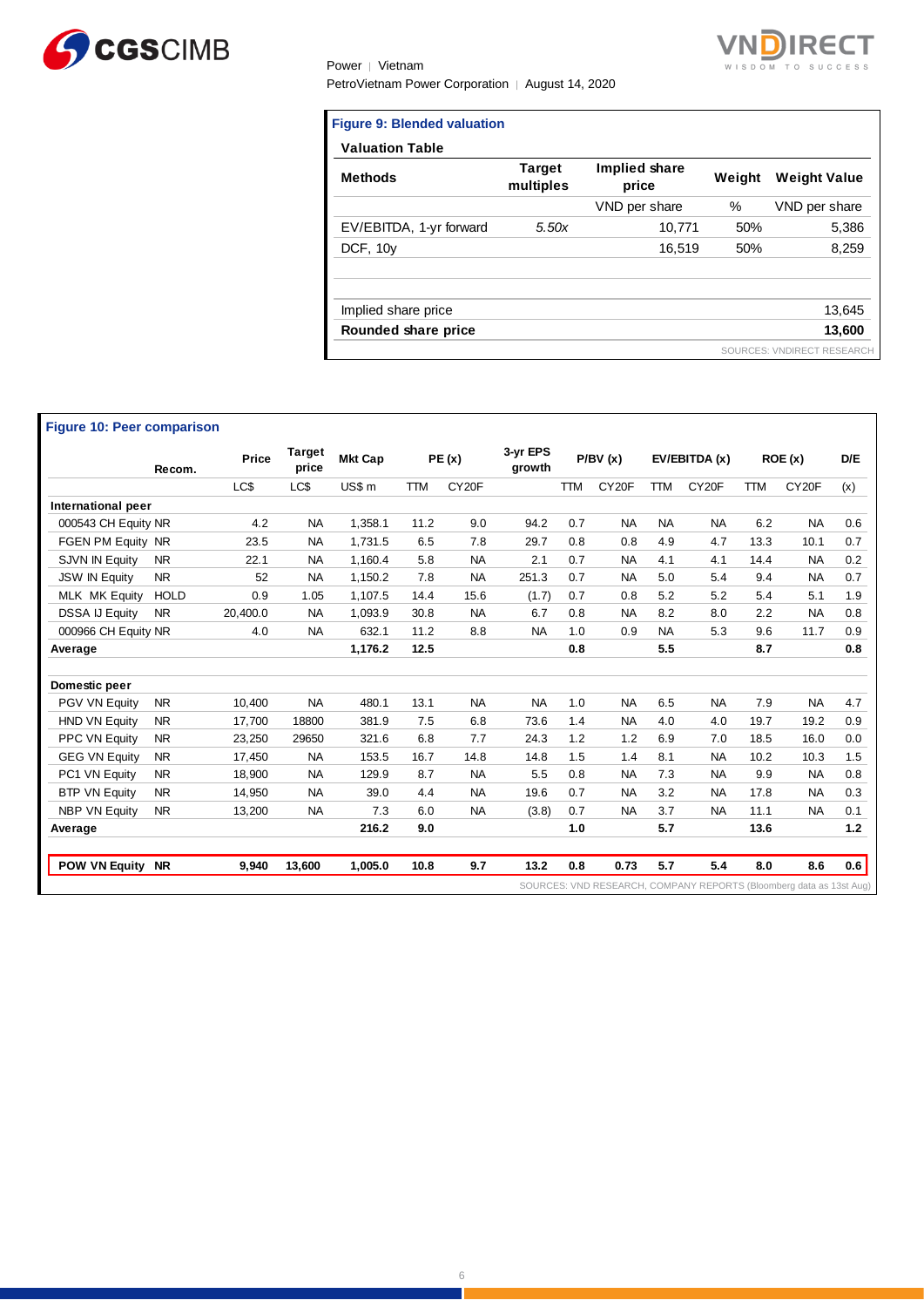**Figure 9: Blended valuation**

**Valuation Table**

| Methods | Target multiples | Implied share price | Weight | Weight Value |
|---|---|---|---|---|
| | | VND per share | % | VND per share |
| EV/EBITDA, 1-yr forward | *5.50x* | 10,771 | 50% | 5,386 |
| DCF, 10y | | 16,519 | 50% | 8,259 |
| | | | | |
| | | | | |
| Implied share price | | | | 13,645 |
| **Rounded share price** | | | | **13,600** |

SOURCES: VNDIRECT RESEARCH

**Figure 10: Peer comparison**

| | Recom. | Price | Target price | Mkt Cap | PE (x) | | 3-yr EPS growth | P/BV (x) | | EV/EBITDA (x) | | ROE (x) | | D/E |
|---|---|---|---|---|---|---|---|---|---|---|---|---|---|---|
| | | LC$ | LC$ | US$ m | TTM | CY20F | | TTM | CY20F | TTM | CY20F | TTM | CY20F | (x) |
| **International peer** | | | | | | | | | | | | | | |
| 000543 CH Equity | NR | 4.2 | NA | 1,358.1 | 11.2 | 9.0 | 94.2 | 0.7 | NA | NA | NA | 6.2 | NA | 0.6 |
| FGEN PM Equity | NR | 23.5 | NA | 1,731.5 | 6.5 | 7.8 | 29.7 | 0.8 | 0.8 | 4.9 | 4.7 | 13.3 | 10.1 | 0.7 |
| SJVN IN Equity | NR | 22.1 | NA | 1,160.4 | 5.8 | NA | 2.1 | 0.7 | NA | 4.1 | 4.1 | 14.4 | NA | 0.2 |
| JSW IN Equity | NR | 52 | NA | 1,150.2 | 7.8 | NA | 251.3 | 0.7 | NA | 5.0 | 5.4 | 9.4 | NA | 0.7 |
| MLK MK Equity | HOLD | 0.9 | 1.05 | 1,107.5 | 14.4 | 15.6 | (1.7) | 0.7 | 0.8 | 5.2 | 5.2 | 5.4 | 5.1 | 1.9 |
| DSSA IJ Equity | NR | 20,400.0 | NA | 1,093.9 | 30.8 | NA | 6.7 | 0.8 | NA | 8.2 | 8.0 | 2.2 | NA | 0.8 |
| 000966 CH Equity | NR | 4.0 | NA | 632.1 | 11.2 | 8.8 | NA | 1.0 | 0.9 | NA | 5.3 | 9.6 | 11.7 | 0.9 |
| **Average** | | | | **1,176.2** | **12.5** | | | **0.8** | | **5.5** | | **8.7** | | **0.8** |
| | | | | | | | | | | | | | | |
| **Domestic peer** | | | | | | | | | | | | | | |
| PGV VN Equity | NR | 10,400 | NA | 480.1 | 13.1 | NA | NA | 1.0 | NA | 6.5 | NA | 7.9 | NA | 4.7 |
| HND VN Equity | NR | 17,700 | 18800 | 381.9 | 7.5 | 6.8 | 73.6 | 1.4 | NA | 4.0 | 4.0 | 19.7 | 19.2 | 0.9 |
| PPC VN Equity | NR | 23,250 | 29650 | 321.6 | 6.8 | 7.7 | 24.3 | 1.2 | 1.2 | 6.9 | 7.0 | 18.5 | 16.0 | 0.0 |
| GEG VN Equity | NR | 17,450 | NA | 153.5 | 16.7 | 14.8 | 14.8 | 1.5 | 1.4 | 8.1 | NA | 10.2 | 10.3 | 1.5 |
| PC1 VN Equity | NR | 18,900 | NA | 129.9 | 8.7 | NA | 5.5 | 0.8 | NA | 7.3 | NA | 9.9 | NA | 0.8 |
| BTP VN Equity | NR | 14,950 | NA | 39.0 | 4.4 | NA | 19.6 | 0.7 | NA | 3.2 | NA | 17.8 | NA | 0.3 |
| NBP VN Equity | NR | 13,200 | NA | 7.3 | 6.0 | NA | (3.8) | 0.7 | NA | 3.7 | NA | 11.1 | NA | 0.1 |
| **Average** | | | | **216.2** | **9.0** | | | **1.0** | | **5.7** | | **13.6** | | **1.2** |
| | | | | | | | | | | | | | | |
| **POW VN Equity** | **NR** | **9,940** | **13,600** | **1,005.0** | **10.8** | **9.7** | **13.2** | **0.8** | **0.73** | **5.7** | **5.4** | **8.0** | **8.6** | **0.6** |

SOURCES: VND RESEARCH, COMPANY REPORTS (Bloomberg data as 13st Aug)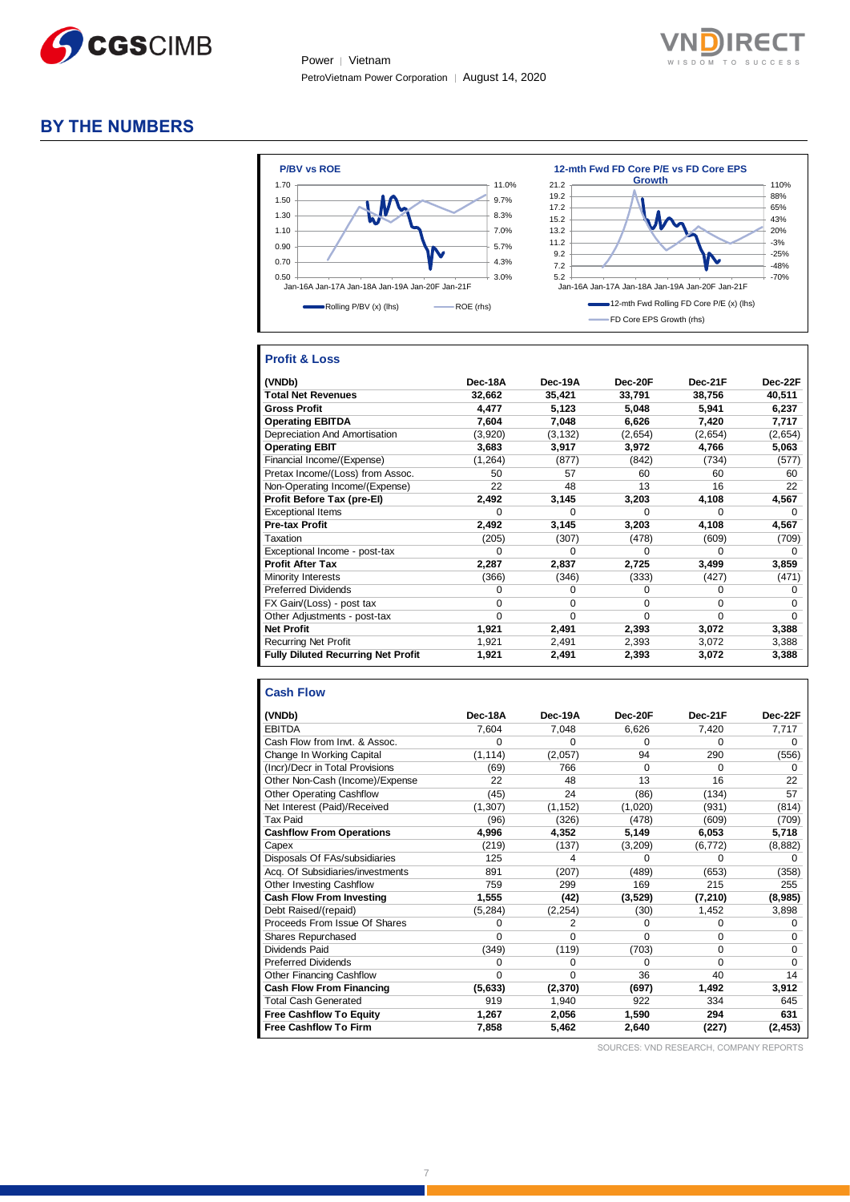## BY THE NUMBERS

**P/BV vs ROE**

Rolling P/BV (x) (lhs) — ROE (rhs)

**12-mth Fwd FD Core P/E vs FD Core EPS Growth**

12-mth Fwd Rolling FD Core P/E (x) (lhs) — FD Core EPS Growth (rhs)

### Profit & Loss

| (VNDb) | Dec-18A | Dec-19A | Dec-20F | Dec-21F | Dec-22F |
|---|---|---|---|---|---|
| **Total Net Revenues** | **32,662** | **35,421** | **33,791** | **38,756** | **40,511** |
| **Gross Profit** | **4,477** | **5,123** | **5,048** | **5,941** | **6,237** |
| **Operating EBITDA** | **7,604** | **7,048** | **6,626** | **7,420** | **7,717** |
| Depreciation And Amortisation | (3,920) | (3,132) | (2,654) | (2,654) | (2,654) |
| **Operating EBIT** | **3,683** | **3,917** | **3,972** | **4,766** | **5,063** |
| Financial Income/(Expense) | (1,264) | (877) | (842) | (734) | (577) |
| Pretax Income/(Loss) from Assoc. | 50 | 57 | 60 | 60 | 60 |
| Non-Operating Income/(Expense) | 22 | 48 | 13 | 16 | 22 |
| **Profit Before Tax (pre-EI)** | **2,492** | **3,145** | **3,203** | **4,108** | **4,567** |
| Exceptional Items | 0 | 0 | 0 | 0 | 0 |
| **Pre-tax Profit** | **2,492** | **3,145** | **3,203** | **4,108** | **4,567** |
| Taxation | (205) | (307) | (478) | (609) | (709) |
| Exceptional Income - post-tax | 0 | 0 | 0 | 0 | 0 |
| **Profit After Tax** | **2,287** | **2,837** | **2,725** | **3,499** | **3,859** |
| Minority Interests | (366) | (346) | (333) | (427) | (471) |
| Preferred Dividends | 0 | 0 | 0 | 0 | 0 |
| FX Gain/(Loss) - post tax | 0 | 0 | 0 | 0 | 0 |
| Other Adjustments - post-tax | 0 | 0 | 0 | 0 | 0 |
| **Net Profit** | **1,921** | **2,491** | **2,393** | **3,072** | **3,388** |
| Recurring Net Profit | 1,921 | 2,491 | 2,393 | 3,072 | 3,388 |
| **Fully Diluted Recurring Net Profit** | **1,921** | **2,491** | **2,393** | **3,072** | **3,388** |

### Cash Flow

| (VNDb) | Dec-18A | Dec-19A | Dec-20F | Dec-21F | Dec-22F |
|---|---|---|---|---|---|
| EBITDA | 7,604 | 7,048 | 6,626 | 7,420 | 7,717 |
| Cash Flow from Invt. & Assoc. | 0 | 0 | 0 | 0 | 0 |
| Change In Working Capital | (1,114) | (2,057) | 94 | 290 | (556) |
| (Incr)/Decr in Total Provisions | (69) | 766 | 0 | 0 | 0 |
| Other Non-Cash (Income)/Expense | 22 | 48 | 13 | 16 | 22 |
| Other Operating Cashflow | (45) | 24 | (86) | (134) | 57 |
| Net Interest (Paid)/Received | (1,307) | (1,152) | (1,020) | (931) | (814) |
| Tax Paid | (96) | (326) | (478) | (609) | (709) |
| **Cashflow From Operations** | **4,996** | **4,352** | **5,149** | **6,053** | **5,718** |
| Capex | (219) | (137) | (3,209) | (6,772) | (8,882) |
| Disposals Of FAs/subsidiaries | 125 | 4 | 0 | 0 | 0 |
| Acq. Of Subsidiaries/investments | 891 | (207) | (489) | (653) | (358) |
| Other Investing Cashflow | 759 | 299 | 169 | 215 | 255 |
| **Cash Flow From Investing** | **1,555** | **(42)** | **(3,529)** | **(7,210)** | **(8,985)** |
| Debt Raised/(repaid) | (5,284) | (2,254) | (30) | 1,452 | 3,898 |
| Proceeds From Issue Of Shares | 0 | 2 | 0 | 0 | 0 |
| Shares Repurchased | 0 | 0 | 0 | 0 | 0 |
| Dividends Paid | (349) | (119) | (703) | 0 | 0 |
| Preferred Dividends | 0 | 0 | 0 | 0 | 0 |
| Other Financing Cashflow | 0 | 0 | 36 | 40 | 14 |
| **Cash Flow From Financing** | **(5,633)** | **(2,370)** | **(697)** | **1,492** | **3,912** |
| Total Cash Generated | 919 | 1,940 | 922 | 334 | 645 |
| **Free Cashflow To Equity** | **1,267** | **2,056** | **1,590** | **294** | **631** |
| **Free Cashflow To Firm** | **7,858** | **5,462** | **2,640** | **(227)** | **(2,453)** |

SOURCES: VND RESEARCH, COMPANY REPORTS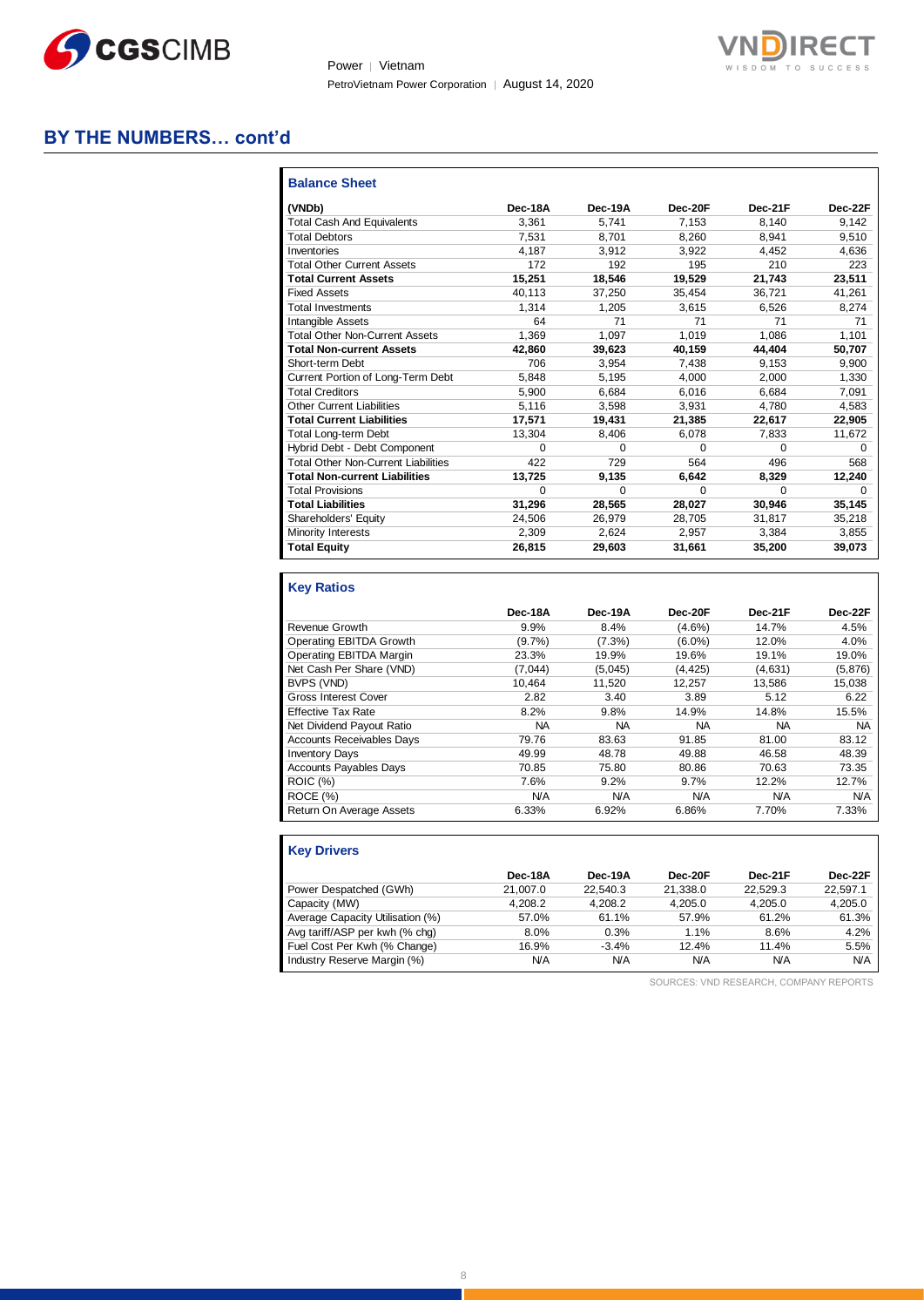## BY THE NUMBERS… cont'd

### Balance Sheet

| (VNDb) | Dec-18A | Dec-19A | Dec-20F | Dec-21F | Dec-22F |
|---|---|---|---|---|---|
| Total Cash And Equivalents | 3,361 | 5,741 | 7,153 | 8,140 | 9,142 |
| Total Debtors | 7,531 | 8,701 | 8,260 | 8,941 | 9,510 |
| Inventories | 4,187 | 3,912 | 3,922 | 4,452 | 4,636 |
| Total Other Current Assets | 172 | 192 | 195 | 210 | 223 |
| **Total Current Assets** | **15,251** | **18,546** | **19,529** | **21,743** | **23,511** |
| Fixed Assets | 40,113 | 37,250 | 35,454 | 36,721 | 41,261 |
| Total Investments | 1,314 | 1,205 | 3,615 | 6,526 | 8,274 |
| Intangible Assets | 64 | 71 | 71 | 71 | 71 |
| Total Other Non-Current Assets | 1,369 | 1,097 | 1,019 | 1,086 | 1,101 |
| **Total Non-current Assets** | **42,860** | **39,623** | **40,159** | **44,404** | **50,707** |
| Short-term Debt | 706 | 3,954 | 7,438 | 9,153 | 9,900 |
| Current Portion of Long-Term Debt | 5,848 | 5,195 | 4,000 | 2,000 | 1,330 |
| Total Creditors | 5,900 | 6,684 | 6,016 | 6,684 | 7,091 |
| Other Current Liabilities | 5,116 | 3,598 | 3,931 | 4,780 | 4,583 |
| **Total Current Liabilities** | **17,571** | **19,431** | **21,385** | **22,617** | **22,905** |
| Total Long-term Debt | 13,304 | 8,406 | 6,078 | 7,833 | 11,672 |
| Hybrid Debt - Debt Component | 0 | 0 | 0 | 0 | 0 |
| Total Other Non-Current Liabilities | 422 | 729 | 564 | 496 | 568 |
| **Total Non-current Liabilities** | **13,725** | **9,135** | **6,642** | **8,329** | **12,240** |
| Total Provisions | 0 | 0 | 0 | 0 | 0 |
| **Total Liabilities** | **31,296** | **28,565** | **28,027** | **30,946** | **35,145** |
| Shareholders' Equity | 24,506 | 26,979 | 28,705 | 31,817 | 35,218 |
| Minority Interests | 2,309 | 2,624 | 2,957 | 3,384 | 3,855 |
| **Total Equity** | **26,815** | **29,603** | **31,661** | **35,200** | **39,073** |

### Key Ratios

| | Dec-18A | Dec-19A | Dec-20F | Dec-21F | Dec-22F |
|---|---|---|---|---|---|
| Revenue Growth | 9.9% | 8.4% | (4.6%) | 14.7% | 4.5% |
| Operating EBITDA Growth | (9.7%) | (7.3%) | (6.0%) | 12.0% | 4.0% |
| Operating EBITDA Margin | 23.3% | 19.9% | 19.6% | 19.1% | 19.0% |
| Net Cash Per Share (VND) | (7,044) | (5,045) | (4,425) | (4,631) | (5,876) |
| BVPS (VND) | 10,464 | 11,520 | 12,257 | 13,586 | 15,038 |
| Gross Interest Cover | 2.82 | 3.40 | 3.89 | 5.12 | 6.22 |
| Effective Tax Rate | 8.2% | 9.8% | 14.9% | 14.8% | 15.5% |
| Net Dividend Payout Ratio | NA | NA | NA | NA | NA |
| Accounts Receivables Days | 79.76 | 83.63 | 91.85 | 81.00 | 83.12 |
| Inventory Days | 49.99 | 48.78 | 49.88 | 46.58 | 48.39 |
| Accounts Payables Days | 70.85 | 75.80 | 80.86 | 70.63 | 73.35 |
| ROIC (%) | 7.6% | 9.2% | 9.7% | 12.2% | 12.7% |
| ROCE (%) | N/A | N/A | N/A | N/A | N/A |
| Return On Average Assets | 6.33% | 6.92% | 6.86% | 7.70% | 7.33% |

### Key Drivers

| | Dec-18A | Dec-19A | Dec-20F | Dec-21F | Dec-22F |
|---|---|---|---|---|---|
| Power Despatched (GWh) | 21,007.0 | 22,540.3 | 21,338.0 | 22,529.3 | 22,597.1 |
| Capacity (MW) | 4,208.2 | 4,208.2 | 4,205.0 | 4,205.0 | 4,205.0 |
| Average Capacity Utilisation (%) | 57.0% | 61.1% | 57.9% | 61.2% | 61.3% |
| Avg tariff/ASP per kwh (% chg) | 8.0% | 0.3% | 1.1% | 8.6% | 4.2% |
| Fuel Cost Per Kwh (% Change) | 16.9% | -3.4% | 12.4% | 11.4% | 5.5% |
| Industry Reserve Margin (%) | N/A | N/A | N/A | N/A | N/A |

SOURCES: VND RESEARCH, COMPANY REPORTS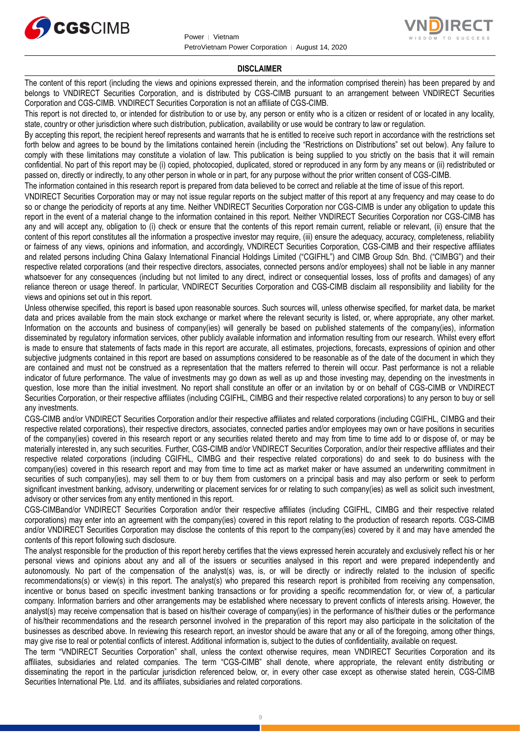## DISCLAIMER

The content of this report (including the views and opinions expressed therein, and the information comprised therein) has been prepared by and belongs to VNDIRECT Securities Corporation, and is distributed by CGS-CIMB pursuant to an arrangement between VNDIRECT Securities Corporation and CGS-CIMB. VNDIRECT Securities Corporation is not an affiliate of CGS-CIMB.

This report is not directed to, or intended for distribution to or use by, any person or entity who is a citizen or resident of or located in any locality, state, country or other jurisdiction where such distribution, publication, availability or use would be contrary to law or regulation.

By accepting this report, the recipient hereof represents and warrants that he is entitled to receive such report in accordance with the restrictions set forth below and agrees to be bound by the limitations contained herein (including the "Restrictions on Distributions" set out below). Any failure to comply with these limitations may constitute a violation of law. This publication is being supplied to you strictly on the basis that it will remain confidential. No part of this report may be (i) copied, photocopied, duplicated, stored or reproduced in any form by any means or (ii) redistributed or passed on, directly or indirectly, to any other person in whole or in part, for any purpose without the prior written consent of CGS-CIMB.

The information contained in this research report is prepared from data believed to be correct and reliable at the time of issue of this report.

VNDIRECT Securities Corporation may or may not issue regular reports on the subject matter of this report at any frequency and may cease to do so or change the periodicity of reports at any time. Neither VNDIRECT Securities Corporation nor CGS-CIMB is under any obligation to update this report in the event of a material change to the information contained in this report. Neither VNDIRECT Securities Corporation nor CGS-CIMB has any and will accept any, obligation to (i) check or ensure that the contents of this report remain current, reliable or relevant, (ii) ensure that the content of this report constitutes all the information a prospective investor may require, (iii) ensure the adequacy, accuracy, completeness, reliability or fairness of any views, opinions and information, and accordingly, VNDIRECT Securities Corporation, CGS-CIMB and their respective affiliates and related persons including China Galaxy International Financial Holdings Limited ("CGIFHL") and CIMB Group Sdn. Bhd. ("CIMBG") and their respective related corporations (and their respective directors, associates, connected persons and/or employees) shall not be liable in any manner whatsoever for any consequences (including but not limited to any direct, indirect or consequential losses, loss of profits and damages) of any reliance thereon or usage thereof. In particular, VNDIRECT Securities Corporation and CGS-CIMB disclaim all responsibility and liability for the views and opinions set out in this report.

Unless otherwise specified, this report is based upon reasonable sources. Such sources will, unless otherwise specified, for market data, be market data and prices available from the main stock exchange or market where the relevant security is listed, or, where appropriate, any other market. Information on the accounts and business of company(ies) will generally be based on published statements of the company(ies), information disseminated by regulatory information services, other publicly available information and information resulting from our research. Whilst every effort is made to ensure that statements of facts made in this report are accurate, all estimates, projections, forecasts, expressions of opinion and other subjective judgments contained in this report are based on assumptions considered to be reasonable as of the date of the document in which they are contained and must not be construed as a representation that the matters referred to therein will occur. Past performance is not a reliable indicator of future performance. The value of investments may go down as well as up and those investing may, depending on the investments in question, lose more than the initial investment. No report shall constitute an offer or an invitation by or on behalf of CGS-CIMB or VNDIRECT Securities Corporation, or their respective affiliates (including CGIFHL, CIMBG and their respective related corporations) to any person to buy or sell any investments.

CGS-CIMB and/or VNDIRECT Securities Corporation and/or their respective affiliates and related corporations (including CGIFHL, CIMBG and their respective related corporations), their respective directors, associates, connected parties and/or employees may own or have positions in securities of the company(ies) covered in this research report or any securities related thereto and may from time to time add to or dispose of, or may be materially interested in, any such securities. Further, CGS-CIMB and/or VNDIRECT Securities Corporation, and/or their respective affiliates and their respective related corporations (including CGIFHL, CIMBG and their respective related corporations) do and seek to do business with the company(ies) covered in this research report and may from time to time act as market maker or have assumed an underwriting commitment in securities of such company(ies), may sell them to or buy them from customers on a principal basis and may also perform or seek to perform significant investment banking, advisory, underwriting or placement services for or relating to such company(ies) as well as solicit such investment, advisory or other services from any entity mentioned in this report.

CGS-CIMBand/or VNDIRECT Securities Corporation and/or their respective affiliates (including CGIFHL, CIMBG and their respective related corporations) may enter into an agreement with the company(ies) covered in this report relating to the production of research reports. CGS-CIMB and/or VNDIRECT Securities Corporation may disclose the contents of this report to the company(ies) covered by it and may have amended the contents of this report following such disclosure.

The analyst responsible for the production of this report hereby certifies that the views expressed herein accurately and exclusively reflect his or her personal views and opinions about any and all of the issuers or securities analysed in this report and were prepared independently and autonomously. No part of the compensation of the analyst(s) was, is, or will be directly or indirectly related to the inclusion of specific recommendations(s) or view(s) in this report. The analyst(s) who prepared this research report is prohibited from receiving any compensation, incentive or bonus based on specific investment banking transactions or for providing a specific recommendation for, or view of, a particular company. Information barriers and other arrangements may be established where necessary to prevent conflicts of interests arising. However, the analyst(s) may receive compensation that is based on his/their coverage of company(ies) in the performance of his/their duties or the performance of his/their recommendations and the research personnel involved in the preparation of this report may also participate in the solicitation of the businesses as described above. In reviewing this research report, an investor should be aware that any or all of the foregoing, among other things, may give rise to real or potential conflicts of interest. Additional information is, subject to the duties of confidentiality, available on request.

The term "VNDIRECT Securities Corporation" shall, unless the context otherwise requires, mean VNDIRECT Securities Corporation and its affiliates, subsidiaries and related companies. The term "CGS-CIMB" shall denote, where appropriate, the relevant entity distributing or disseminating the report in the particular jurisdiction referenced below, or, in every other case except as otherwise stated herein, CGS-CIMB Securities International Pte. Ltd. and its affiliates, subsidiaries and related corporations.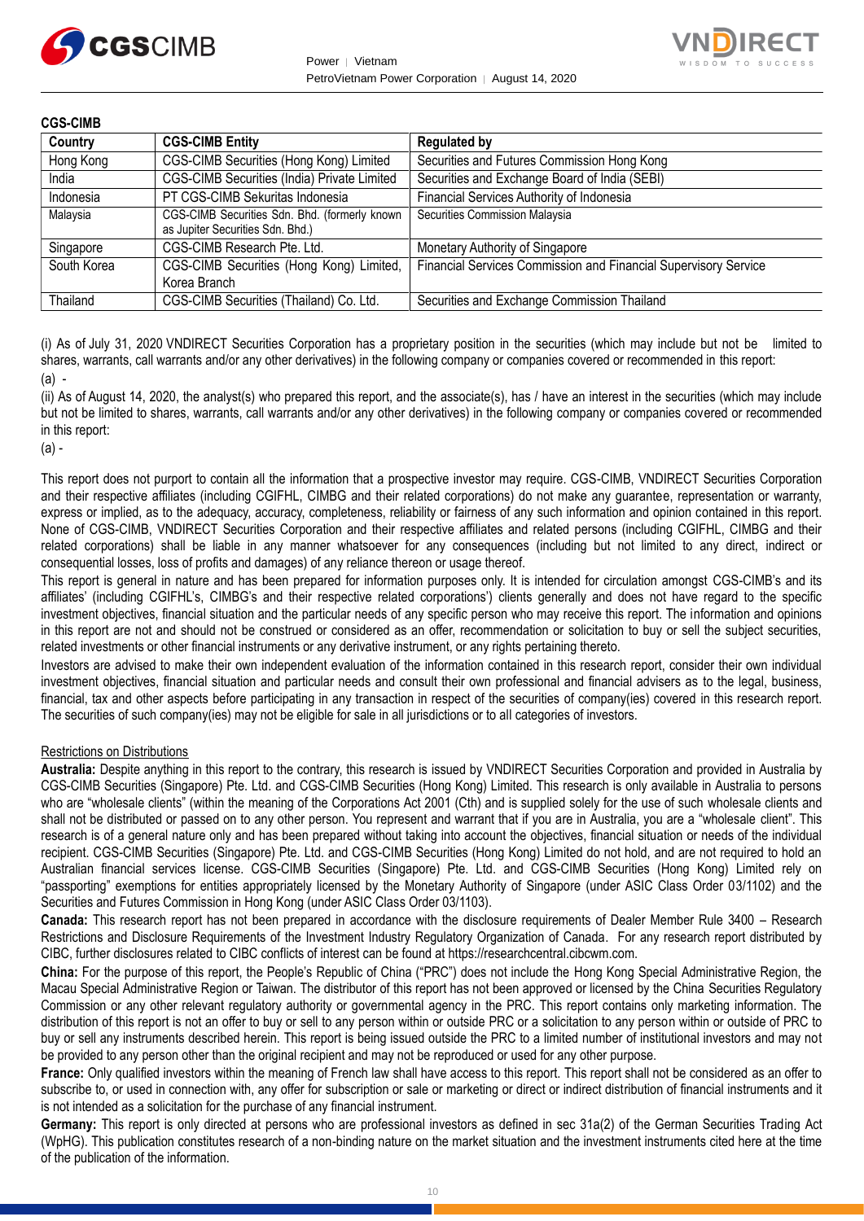**CGS-CIMB**

| Country | CGS-CIMB Entity | Regulated by |
|---|---|---|
| Hong Kong | CGS-CIMB Securities (Hong Kong) Limited | Securities and Futures Commission Hong Kong |
| India | CGS-CIMB Securities (India) Private Limited | Securities and Exchange Board of India (SEBI) |
| Indonesia | PT CGS-CIMB Sekuritas Indonesia | Financial Services Authority of Indonesia |
| Malaysia | CGS-CIMB Securities Sdn. Bhd. (formerly known as Jupiter Securities Sdn. Bhd.) | Securities Commission Malaysia |
| Singapore | CGS-CIMB Research Pte. Ltd. | Monetary Authority of Singapore |
| South Korea | CGS-CIMB Securities (Hong Kong) Limited, Korea Branch | Financial Services Commission and Financial Supervisory Service |
| Thailand | CGS-CIMB Securities (Thailand) Co. Ltd. | Securities and Exchange Commission Thailand |

(i) As of July 31, 2020 VNDIRECT Securities Corporation has a proprietary position in the securities (which may include but not be limited to shares, warrants, call warrants and/or any other derivatives) in the following company or companies covered or recommended in this report:
(a) -

(ii) As of August 14, 2020, the analyst(s) who prepared this report, and the associate(s), has / have an interest in the securities (which may include but not be limited to shares, warrants, call warrants and/or any other derivatives) in the following company or companies covered or recommended in this report:
(a) -

This report does not purport to contain all the information that a prospective investor may require. CGS-CIMB, VNDIRECT Securities Corporation and their respective affiliates (including CGIFHL, CIMBG and their related corporations) do not make any guarantee, representation or warranty, express or implied, as to the adequacy, accuracy, completeness, reliability or fairness of any such information and opinion contained in this report. None of CGS-CIMB, VNDIRECT Securities Corporation and their respective affiliates and related persons (including CGIFHL, CIMBG and their related corporations) shall be liable in any manner whatsoever for any consequences (including but not limited to any direct, indirect or consequential losses, loss of profits and damages) of any reliance thereon or usage thereof.

This report is general in nature and has been prepared for information purposes only. It is intended for circulation amongst CGS-CIMB's and its affiliates' (including CGIFHL's, CIMBG's and their respective related corporations') clients generally and does not have regard to the specific investment objectives, financial situation and the particular needs of any specific person who may receive this report. The information and opinions in this report are not and should not be construed or considered as an offer, recommendation or solicitation to buy or sell the subject securities, related investments or other financial instruments or any derivative instrument, or any rights pertaining thereto.

Investors are advised to make their own independent evaluation of the information contained in this research report, consider their own individual investment objectives, financial situation and particular needs and consult their own professional and financial advisers as to the legal, business, financial, tax and other aspects before participating in any transaction in respect of the securities of company(ies) covered in this research report. The securities of such company(ies) may not be eligible for sale in all jurisdictions or to all categories of investors.

Restrictions on Distributions

**Australia:** Despite anything in this report to the contrary, this research is issued by VNDIRECT Securities Corporation and provided in Australia by CGS-CIMB Securities (Singapore) Pte. Ltd. and CGS-CIMB Securities (Hong Kong) Limited. This research is only available in Australia to persons who are "wholesale clients" (within the meaning of the Corporations Act 2001 (Cth) and is supplied solely for the use of such wholesale clients and shall not be distributed or passed on to any other person. You represent and warrant that if you are in Australia, you are a "wholesale client". This research is of a general nature only and has been prepared without taking into account the objectives, financial situation or needs of the individual recipient. CGS-CIMB Securities (Singapore) Pte. Ltd. and CGS-CIMB Securities (Hong Kong) Limited do not hold, and are not required to hold an Australian financial services license. CGS-CIMB Securities (Singapore) Pte. Ltd. and CGS-CIMB Securities (Hong Kong) Limited rely on "passporting" exemptions for entities appropriately licensed by the Monetary Authority of Singapore (under ASIC Class Order 03/1102) and the Securities and Futures Commission in Hong Kong (under ASIC Class Order 03/1103).

**Canada:** This research report has not been prepared in accordance with the disclosure requirements of Dealer Member Rule 3400 – Research Restrictions and Disclosure Requirements of the Investment Industry Regulatory Organization of Canada. For any research report distributed by CIBC, further disclosures related to CIBC conflicts of interest can be found at https://researchcentral.cibcwm.com.

**China:** For the purpose of this report, the People's Republic of China ("PRC") does not include the Hong Kong Special Administrative Region, the Macau Special Administrative Region or Taiwan. The distributor of this report has not been approved or licensed by the China Securities Regulatory Commission or any other relevant regulatory authority or governmental agency in the PRC. This report contains only marketing information. The distribution of this report is not an offer to buy or sell to any person within or outside PRC or a solicitation to any person within or outside of PRC to buy or sell any instruments described herein. This report is being issued outside the PRC to a limited number of institutional investors and may not be provided to any person other than the original recipient and may not be reproduced or used for any other purpose.

**France:** Only qualified investors within the meaning of French law shall have access to this report. This report shall not be considered as an offer to subscribe to, or used in connection with, any offer for subscription or sale or marketing or direct or indirect distribution of financial instruments and it is not intended as a solicitation for the purchase of any financial instrument.

**Germany:** This report is only directed at persons who are professional investors as defined in sec 31a(2) of the German Securities Trading Act (WpHG). This publication constitutes research of a non-binding nature on the market situation and the investment instruments cited here at the time of the publication of the information.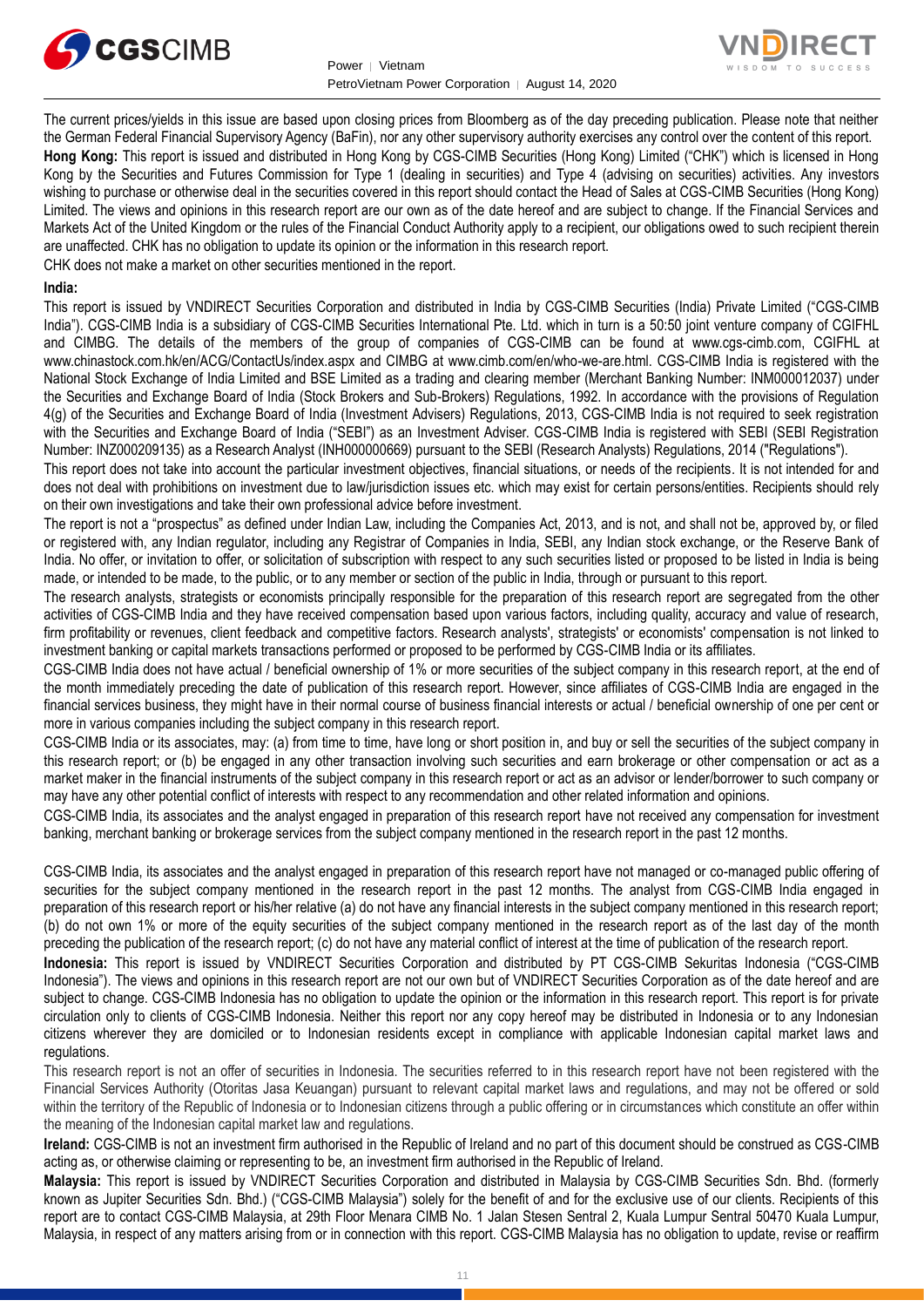The current prices/yields in this issue are based upon closing prices from Bloomberg as of the day preceding publication. Please note that neither the German Federal Financial Supervisory Agency (BaFin), nor any other supervisory authority exercises any control over the content of this report.

**Hong Kong:** This report is issued and distributed in Hong Kong by CGS-CIMB Securities (Hong Kong) Limited ("CHK") which is licensed in Hong Kong by the Securities and Futures Commission for Type 1 (dealing in securities) and Type 4 (advising on securities) activities. Any investors wishing to purchase or otherwise deal in the securities covered in this report should contact the Head of Sales at CGS-CIMB Securities (Hong Kong) Limited. The views and opinions in this research report are our own as of the date hereof and are subject to change. If the Financial Services and Markets Act of the United Kingdom or the rules of the Financial Conduct Authority apply to a recipient, our obligations owed to such recipient therein are unaffected. CHK has no obligation to update its opinion or the information in this research report.

CHK does not make a market on other securities mentioned in the report.

**India:**

This report is issued by VNDIRECT Securities Corporation and distributed in India by CGS-CIMB Securities (India) Private Limited ("CGS-CIMB India"). CGS-CIMB India is a subsidiary of CGS-CIMB Securities International Pte. Ltd. which in turn is a 50:50 joint venture company of CGIFHL and CIMBG. The details of the members of the group of companies of CGS-CIMB can be found at www.cgs-cimb.com, CGIFHL at www.chinastock.com.hk/en/ACG/ContactUs/index.aspx and CIMBG at www.cimb.com/en/who-we-are.html. CGS-CIMB India is registered with the National Stock Exchange of India Limited and BSE Limited as a trading and clearing member (Merchant Banking Number: INM000012037) under the Securities and Exchange Board of India (Stock Brokers and Sub-Brokers) Regulations, 1992. In accordance with the provisions of Regulation 4(g) of the Securities and Exchange Board of India (Investment Advisers) Regulations, 2013, CGS-CIMB India is not required to seek registration with the Securities and Exchange Board of India ("SEBI") as an Investment Adviser. CGS-CIMB India is registered with SEBI (SEBI Registration Number: INZ000209135) as a Research Analyst (INH000000669) pursuant to the SEBI (Research Analysts) Regulations, 2014 ("Regulations").

This report does not take into account the particular investment objectives, financial situations, or needs of the recipients. It is not intended for and does not deal with prohibitions on investment due to law/jurisdiction issues etc. which may exist for certain persons/entities. Recipients should rely on their own investigations and take their own professional advice before investment.

The report is not a "prospectus" as defined under Indian Law, including the Companies Act, 2013, and is not, and shall not be, approved by, or filed or registered with, any Indian regulator, including any Registrar of Companies in India, SEBI, any Indian stock exchange, or the Reserve Bank of India. No offer, or invitation to offer, or solicitation of subscription with respect to any such securities listed or proposed to be listed in India is being made, or intended to be made, to the public, or to any member or section of the public in India, through or pursuant to this report.

The research analysts, strategists or economists principally responsible for the preparation of this research report are segregated from the other activities of CGS-CIMB India and they have received compensation based upon various factors, including quality, accuracy and value of research, firm profitability or revenues, client feedback and competitive factors. Research analysts', strategists' or economists' compensation is not linked to investment banking or capital markets transactions performed or proposed to be performed by CGS-CIMB India or its affiliates.

CGS-CIMB India does not have actual / beneficial ownership of 1% or more securities of the subject company in this research report, at the end of the month immediately preceding the date of publication of this research report. However, since affiliates of CGS-CIMB India are engaged in the financial services business, they might have in their normal course of business financial interests or actual / beneficial ownership of one per cent or more in various companies including the subject company in this research report.

CGS-CIMB India or its associates, may: (a) from time to time, have long or short position in, and buy or sell the securities of the subject company in this research report; or (b) be engaged in any other transaction involving such securities and earn brokerage or other compensation or act as a market maker in the financial instruments of the subject company in this research report or act as an advisor or lender/borrower to such company or may have any other potential conflict of interests with respect to any recommendation and other related information and opinions.

CGS-CIMB India, its associates and the analyst engaged in preparation of this research report have not received any compensation for investment banking, merchant banking or brokerage services from the subject company mentioned in the research report in the past 12 months.

CGS-CIMB India, its associates and the analyst engaged in preparation of this research report have not managed or co-managed public offering of securities for the subject company mentioned in the research report in the past 12 months. The analyst from CGS-CIMB India engaged in preparation of this research report or his/her relative (a) do not have any financial interests in the subject company mentioned in this research report; (b) do not own 1% or more of the equity securities of the subject company mentioned in the research report as of the last day of the month preceding the publication of the research report; (c) do not have any material conflict of interest at the time of publication of the research report.

**Indonesia:** This report is issued by VNDIRECT Securities Corporation and distributed by PT CGS-CIMB Sekuritas Indonesia ("CGS-CIMB Indonesia"). The views and opinions in this research report are not our own but of VNDIRECT Securities Corporation as of the date hereof and are subject to change. CGS-CIMB Indonesia has no obligation to update the opinion or the information in this research report. This report is for private circulation only to clients of CGS-CIMB Indonesia. Neither this report nor any copy hereof may be distributed in Indonesia or to any Indonesian citizens wherever they are domiciled or to Indonesian residents except in compliance with applicable Indonesian capital market laws and regulations.

This research report is not an offer of securities in Indonesia. The securities referred to in this research report have not been registered with the Financial Services Authority (Otoritas Jasa Keuangan) pursuant to relevant capital market laws and regulations, and may not be offered or sold within the territory of the Republic of Indonesia or to Indonesian citizens through a public offering or in circumstances which constitute an offer within the meaning of the Indonesian capital market law and regulations.

**Ireland:** CGS-CIMB is not an investment firm authorised in the Republic of Ireland and no part of this document should be construed as CGS-CIMB acting as, or otherwise claiming or representing to be, an investment firm authorised in the Republic of Ireland.

**Malaysia:** This report is issued by VNDIRECT Securities Corporation and distributed in Malaysia by CGS-CIMB Securities Sdn. Bhd. (formerly known as Jupiter Securities Sdn. Bhd.) ("CGS-CIMB Malaysia") solely for the benefit of and for the exclusive use of our clients. Recipients of this report are to contact CGS-CIMB Malaysia, at 29th Floor Menara CIMB No. 1 Jalan Stesen Sentral 2, Kuala Lumpur Sentral 50470 Kuala Lumpur, Malaysia, in respect of any matters arising from or in connection with this report. CGS-CIMB Malaysia has no obligation to update, revise or reaffirm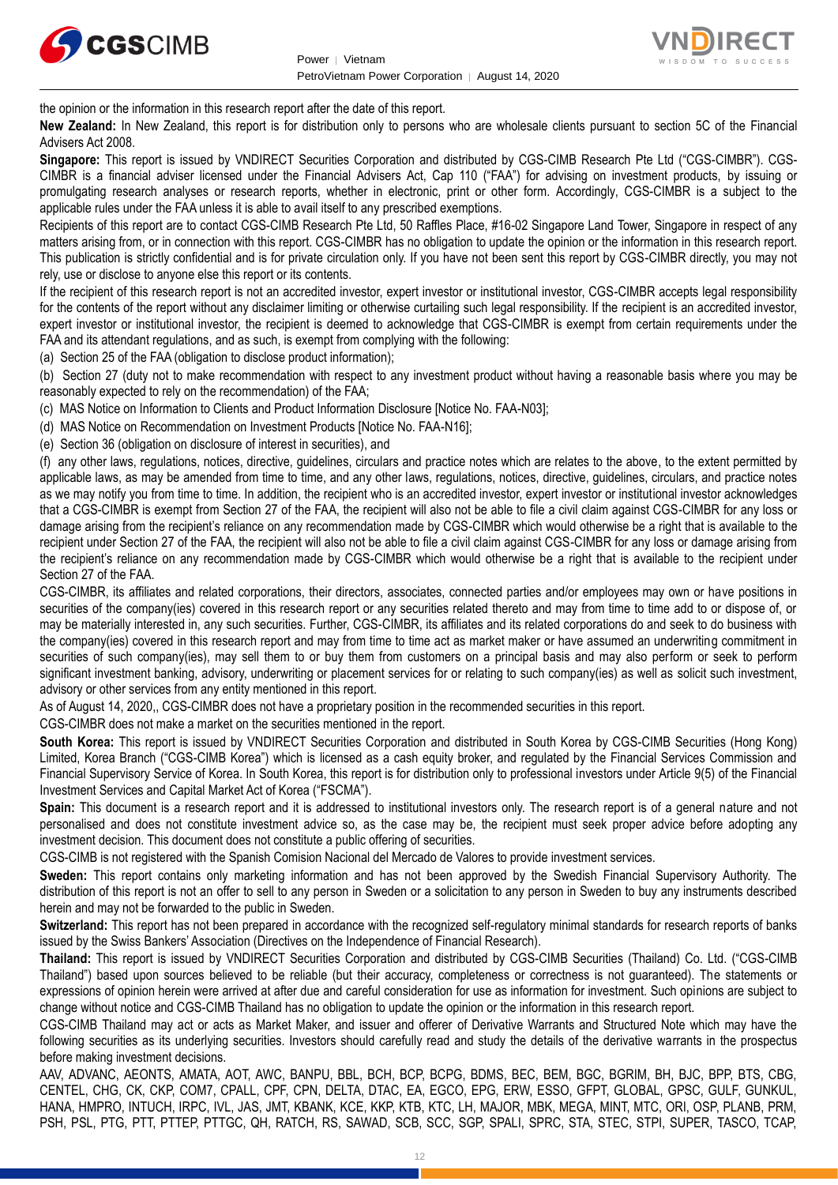the opinion or the information in this research report after the date of this report.

**New Zealand:** In New Zealand, this report is for distribution only to persons who are wholesale clients pursuant to section 5C of the Financial Advisers Act 2008.

**Singapore:** This report is issued by VNDIRECT Securities Corporation and distributed by CGS-CIMB Research Pte Ltd ("CGS-CIMBR"). CGS-CIMBR is a financial adviser licensed under the Financial Advisers Act, Cap 110 ("FAA") for advising on investment products, by issuing or promulgating research analyses or research reports, whether in electronic, print or other form. Accordingly, CGS-CIMBR is a subject to the applicable rules under the FAA unless it is able to avail itself to any prescribed exemptions.

Recipients of this report are to contact CGS-CIMB Research Pte Ltd, 50 Raffles Place, #16-02 Singapore Land Tower, Singapore in respect of any matters arising from, or in connection with this report. CGS-CIMBR has no obligation to update the opinion or the information in this research report. This publication is strictly confidential and is for private circulation only. If you have not been sent this report by CGS-CIMBR directly, you may not rely, use or disclose to anyone else this report or its contents.

If the recipient of this research report is not an accredited investor, expert investor or institutional investor, CGS-CIMBR accepts legal responsibility for the contents of the report without any disclaimer limiting or otherwise curtailing such legal responsibility. If the recipient is an accredited investor, expert investor or institutional investor, the recipient is deemed to acknowledge that CGS-CIMBR is exempt from certain requirements under the FAA and its attendant regulations, and as such, is exempt from complying with the following:

(a) Section 25 of the FAA (obligation to disclose product information);

(b) Section 27 (duty not to make recommendation with respect to any investment product without having a reasonable basis where you may be reasonably expected to rely on the recommendation) of the FAA;

(c) MAS Notice on Information to Clients and Product Information Disclosure [Notice No. FAA-N03];

(d) MAS Notice on Recommendation on Investment Products [Notice No. FAA-N16];

(e) Section 36 (obligation on disclosure of interest in securities), and

(f) any other laws, regulations, notices, directive, guidelines, circulars and practice notes which are relates to the above, to the extent permitted by applicable laws, as may be amended from time to time, and any other laws, regulations, notices, directive, guidelines, circulars, and practice notes as we may notify you from time to time. In addition, the recipient who is an accredited investor, expert investor or institutional investor acknowledges that a CGS-CIMBR is exempt from Section 27 of the FAA, the recipient will also not be able to file a civil claim against CGS-CIMBR for any loss or damage arising from the recipient's reliance on any recommendation made by CGS-CIMBR which would otherwise be a right that is available to the recipient under Section 27 of the FAA, the recipient will also not be able to file a civil claim against CGS-CIMBR for any loss or damage arising from the recipient's reliance on any recommendation made by CGS-CIMBR which would otherwise be a right that is available to the recipient under Section 27 of the FAA.

CGS-CIMBR, its affiliates and related corporations, their directors, associates, connected parties and/or employees may own or have positions in securities of the company(ies) covered in this research report or any securities related thereto and may from time to time add to or dispose of, or may be materially interested in, any such securities. Further, CGS-CIMBR, its affiliates and its related corporations do and seek to do business with the company(ies) covered in this research report and may from time to time act as market maker or have assumed an underwriting commitment in securities of such company(ies), may sell them to or buy them from customers on a principal basis and may also perform or seek to perform significant investment banking, advisory, underwriting or placement services for or relating to such company(ies) as well as solicit such investment, advisory or other services from any entity mentioned in this report.

As of August 14, 2020,, CGS-CIMBR does not have a proprietary position in the recommended securities in this report.

CGS-CIMBR does not make a market on the securities mentioned in the report.

**South Korea:** This report is issued by VNDIRECT Securities Corporation and distributed in South Korea by CGS-CIMB Securities (Hong Kong) Limited, Korea Branch ("CGS-CIMB Korea") which is licensed as a cash equity broker, and regulated by the Financial Services Commission and Financial Supervisory Service of Korea. In South Korea, this report is for distribution only to professional investors under Article 9(5) of the Financial Investment Services and Capital Market Act of Korea ("FSCMA").

**Spain:** This document is a research report and it is addressed to institutional investors only. The research report is of a general nature and not personalised and does not constitute investment advice so, as the case may be, the recipient must seek proper advice before adopting any investment decision. This document does not constitute a public offering of securities.

CGS-CIMB is not registered with the Spanish Comision Nacional del Mercado de Valores to provide investment services.

**Sweden:** This report contains only marketing information and has not been approved by the Swedish Financial Supervisory Authority. The distribution of this report is not an offer to sell to any person in Sweden or a solicitation to any person in Sweden to buy any instruments described herein and may not be forwarded to the public in Sweden.

**Switzerland:** This report has not been prepared in accordance with the recognized self-regulatory minimal standards for research reports of banks issued by the Swiss Bankers' Association (Directives on the Independence of Financial Research).

**Thailand:** This report is issued by VNDIRECT Securities Corporation and distributed by CGS-CIMB Securities (Thailand) Co. Ltd. ("CGS-CIMB Thailand") based upon sources believed to be reliable (but their accuracy, completeness or correctness is not guaranteed). The statements or expressions of opinion herein were arrived at after due and careful consideration for use as information for investment. Such opinions are subject to change without notice and CGS-CIMB Thailand has no obligation to update the opinion or the information in this research report.

CGS-CIMB Thailand may act or acts as Market Maker, and issuer and offerer of Derivative Warrants and Structured Note which may have the following securities as its underlying securities. Investors should carefully read and study the details of the derivative warrants in the prospectus before making investment decisions.

AAV, ADVANC, AEONTS, AMATA, AOT, AWC, BANPU, BBL, BCH, BCP, BCPG, BDMS, BEC, BEM, BGC, BGRIM, BH, BJC, BPP, BTS, CBG, CENTEL, CHG, CK, CKP, COM7, CPALL, CPF, CPN, DELTA, DTAC, EA, EGCO, EPG, ERW, ESSO, GFPT, GLOBAL, GPSC, GULF, GUNKUL, HANA, HMPRO, INTUCH, IRPC, IVL, JAS, JMT, KBANK, KCE, KKP, KTB, KTC, LH, MAJOR, MBK, MEGA, MINT, MTC, ORI, OSP, PLANB, PRM, PSH, PSL, PTG, PTT, PTTEP, PTTGC, QH, RATCH, RS, SAWAD, SCB, SCC, SGP, SPALI, SPRC, STA, STEC, STPI, SUPER, TASCO, TCAP,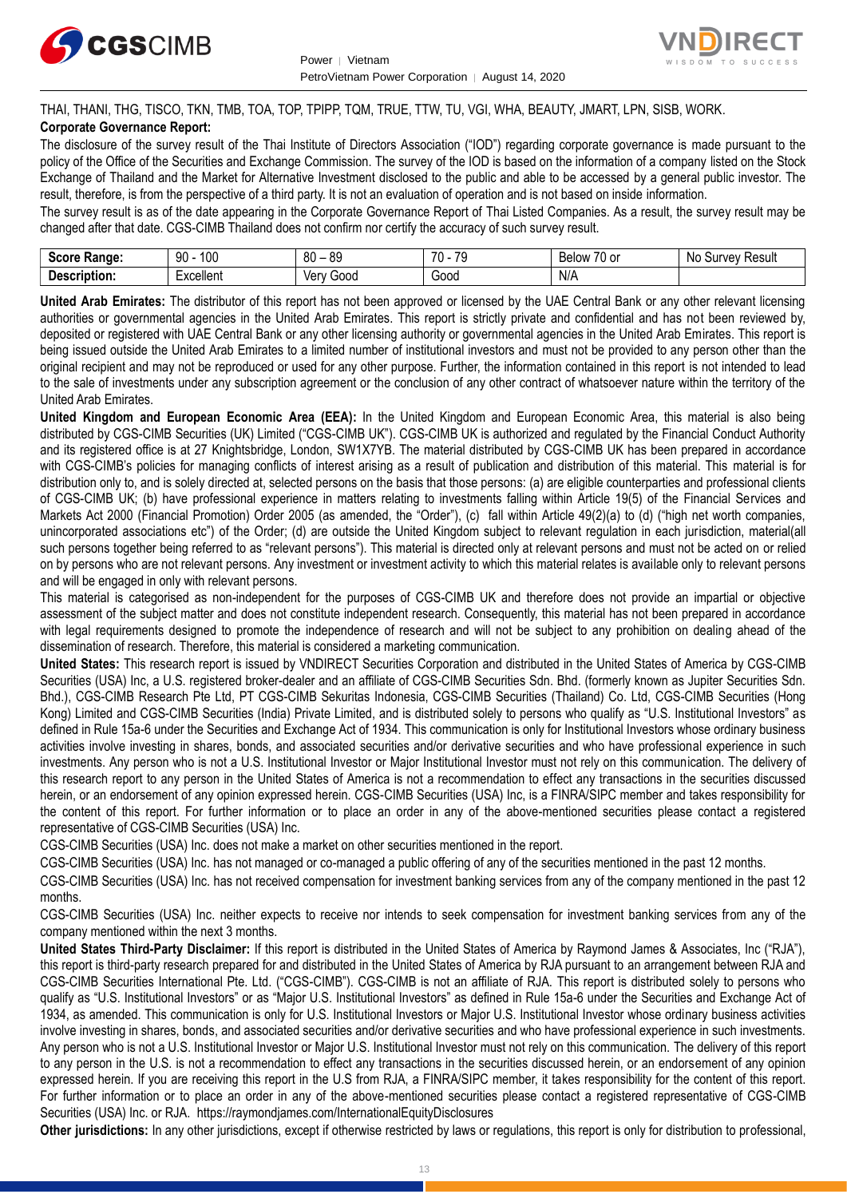THAI, THANI, THG, TISCO, TKN, TMB, TOA, TOP, TPIPP, TQM, TRUE, TTW, TU, VGI, WHA, BEAUTY, JMART, LPN, SISB, WORK.

**Corporate Governance Report:**

The disclosure of the survey result of the Thai Institute of Directors Association ("IOD") regarding corporate governance is made pursuant to the policy of the Office of the Securities and Exchange Commission. The survey of the IOD is based on the information of a company listed on the Stock Exchange of Thailand and the Market for Alternative Investment disclosed to the public and able to be accessed by a general public investor. The result, therefore, is from the perspective of a third party. It is not an evaluation of operation and is not based on inside information.

The survey result is as of the date appearing in the Corporate Governance Report of Thai Listed Companies. As a result, the survey result may be changed after that date. CGS-CIMB Thailand does not confirm nor certify the accuracy of such survey result.

| **Score Range:** | 90 - 100 | 80 – 89 | 70 - 79 | Below 70 or | No Survey Result |
|---|---|---|---|---|---|
| **Description:** | Excellent | Very Good | Good | N/A | |

**United Arab Emirates:** The distributor of this report has not been approved or licensed by the UAE Central Bank or any other relevant licensing authorities or governmental agencies in the United Arab Emirates. This report is strictly private and confidential and has not been reviewed by, deposited or registered with UAE Central Bank or any other licensing authority or governmental agencies in the United Arab Emirates. This report is being issued outside the United Arab Emirates to a limited number of institutional investors and must not be provided to any person other than the original recipient and may not be reproduced or used for any other purpose. Further, the information contained in this report is not intended to lead to the sale of investments under any subscription agreement or the conclusion of any other contract of whatsoever nature within the territory of the United Arab Emirates.

**United Kingdom and European Economic Area (EEA):** In the United Kingdom and European Economic Area, this material is also being distributed by CGS-CIMB Securities (UK) Limited ("CGS-CIMB UK"). CGS-CIMB UK is authorized and regulated by the Financial Conduct Authority and its registered office is at 27 Knightsbridge, London, SW1X7YB. The material distributed by CGS-CIMB UK has been prepared in accordance with CGS-CIMB's policies for managing conflicts of interest arising as a result of publication and distribution of this material. This material is for distribution only to, and is solely directed at, selected persons on the basis that those persons: (a) are eligible counterparties and professional clients of CGS-CIMB UK; (b) have professional experience in matters relating to investments falling within Article 19(5) of the Financial Services and Markets Act 2000 (Financial Promotion) Order 2005 (as amended, the "Order"), (c) fall within Article 49(2)(a) to (d) ("high net worth companies, unincorporated associations etc") of the Order; (d) are outside the United Kingdom subject to relevant regulation in each jurisdiction, material(all such persons together being referred to as "relevant persons"). This material is directed only at relevant persons and must not be acted on or relied on by persons who are not relevant persons. Any investment or investment activity to which this material relates is available only to relevant persons and will be engaged in only with relevant persons.

This material is categorised as non-independent for the purposes of CGS-CIMB UK and therefore does not provide an impartial or objective assessment of the subject matter and does not constitute independent research. Consequently, this material has not been prepared in accordance with legal requirements designed to promote the independence of research and will not be subject to any prohibition on dealing ahead of the dissemination of research. Therefore, this material is considered a marketing communication.

**United States:** This research report is issued by VNDIRECT Securities Corporation and distributed in the United States of America by CGS-CIMB Securities (USA) Inc, a U.S. registered broker-dealer and an affiliate of CGS-CIMB Securities Sdn. Bhd. (formerly known as Jupiter Securities Sdn. Bhd.), CGS-CIMB Research Pte Ltd, PT CGS-CIMB Sekuritas Indonesia, CGS-CIMB Securities (Thailand) Co. Ltd, CGS-CIMB Securities (Hong Kong) Limited and CGS-CIMB Securities (India) Private Limited, and is distributed solely to persons who qualify as "U.S. Institutional Investors" as defined in Rule 15a-6 under the Securities and Exchange Act of 1934. This communication is only for Institutional Investors whose ordinary business activities involve investing in shares, bonds, and associated securities and/or derivative securities and who have professional experience in such investments. Any person who is not a U.S. Institutional Investor or Major Institutional Investor must not rely on this communication. The delivery of this research report to any person in the United States of America is not a recommendation to effect any transactions in the securities discussed herein, or an endorsement of any opinion expressed herein. CGS-CIMB Securities (USA) Inc, is a FINRA/SIPC member and takes responsibility for the content of this report. For further information or to place an order in any of the above-mentioned securities please contact a registered representative of CGS-CIMB Securities (USA) Inc.

CGS-CIMB Securities (USA) Inc. does not make a market on other securities mentioned in the report.

CGS-CIMB Securities (USA) Inc. has not managed or co-managed a public offering of any of the securities mentioned in the past 12 months.

CGS-CIMB Securities (USA) Inc. has not received compensation for investment banking services from any of the company mentioned in the past 12 months.

CGS-CIMB Securities (USA) Inc. neither expects to receive nor intends to seek compensation for investment banking services from any of the company mentioned within the next 3 months.

**United States Third-Party Disclaimer:** If this report is distributed in the United States of America by Raymond James & Associates, Inc ("RJA"), this report is third-party research prepared for and distributed in the United States of America by RJA pursuant to an arrangement between RJA and CGS-CIMB Securities International Pte. Ltd. ("CGS-CIMB"). CGS-CIMB is not an affiliate of RJA. This report is distributed solely to persons who qualify as "U.S. Institutional Investors" or as "Major U.S. Institutional Investors" as defined in Rule 15a-6 under the Securities and Exchange Act of 1934, as amended. This communication is only for U.S. Institutional Investors or Major U.S. Institutional Investor whose ordinary business activities involve investing in shares, bonds, and associated securities and/or derivative securities and who have professional experience in such investments. Any person who is not a U.S. Institutional Investor or Major U.S. Institutional Investor must not rely on this communication. The delivery of this report to any person in the U.S. is not a recommendation to effect any transactions in the securities discussed herein, or an endorsement of any opinion expressed herein. If you are receiving this report in the U.S from RJA, a FINRA/SIPC member, it takes responsibility for the content of this report. For further information or to place an order in any of the above-mentioned securities please contact a registered representative of CGS-CIMB Securities (USA) Inc. or RJA. https://raymondjames.com/InternationalEquityDisclosures

**Other jurisdictions:** In any other jurisdictions, except if otherwise restricted by laws or regulations, this report is only for distribution to professional,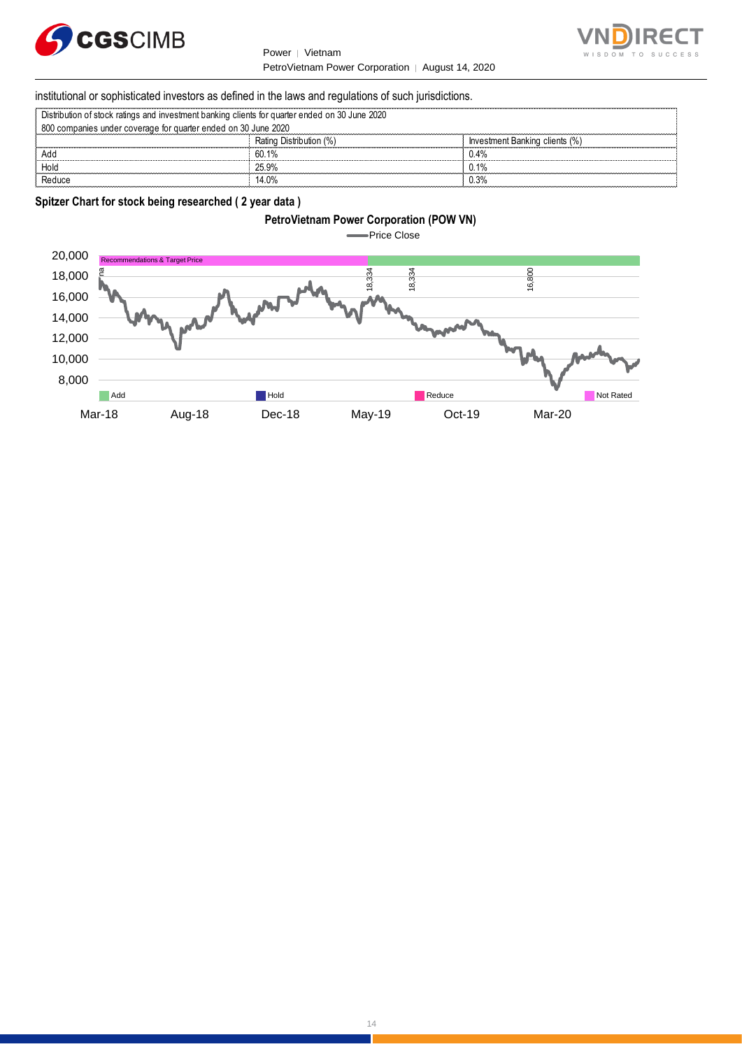institutional or sophisticated investors as defined in the laws and regulations of such jurisdictions.

| Distribution of stock ratings and investment banking clients for quarter ended on 30 June 2020 | | |
|---|---|---|
| 800 companies under coverage for quarter ended on 30 June 2020 | | |
| | Rating Distribution (%) | Investment Banking clients (%) |
| Add | 60.1% | 0.4% |
| Hold | 25.9% | 0.1% |
| Reduce | 14.0% | 0.3% |

**Spitzer Chart for stock being researched ( 2 year data )**

**PetroVietnam Power Corporation (POW VN)**

Price Close

Recommendations & Target Price: na, 18,334, 18,334, 16,800

Add | Hold | Reduce | Not Rated

Mar-18 | Aug-18 | Dec-18 | May-19 | Oct-19 | Mar-20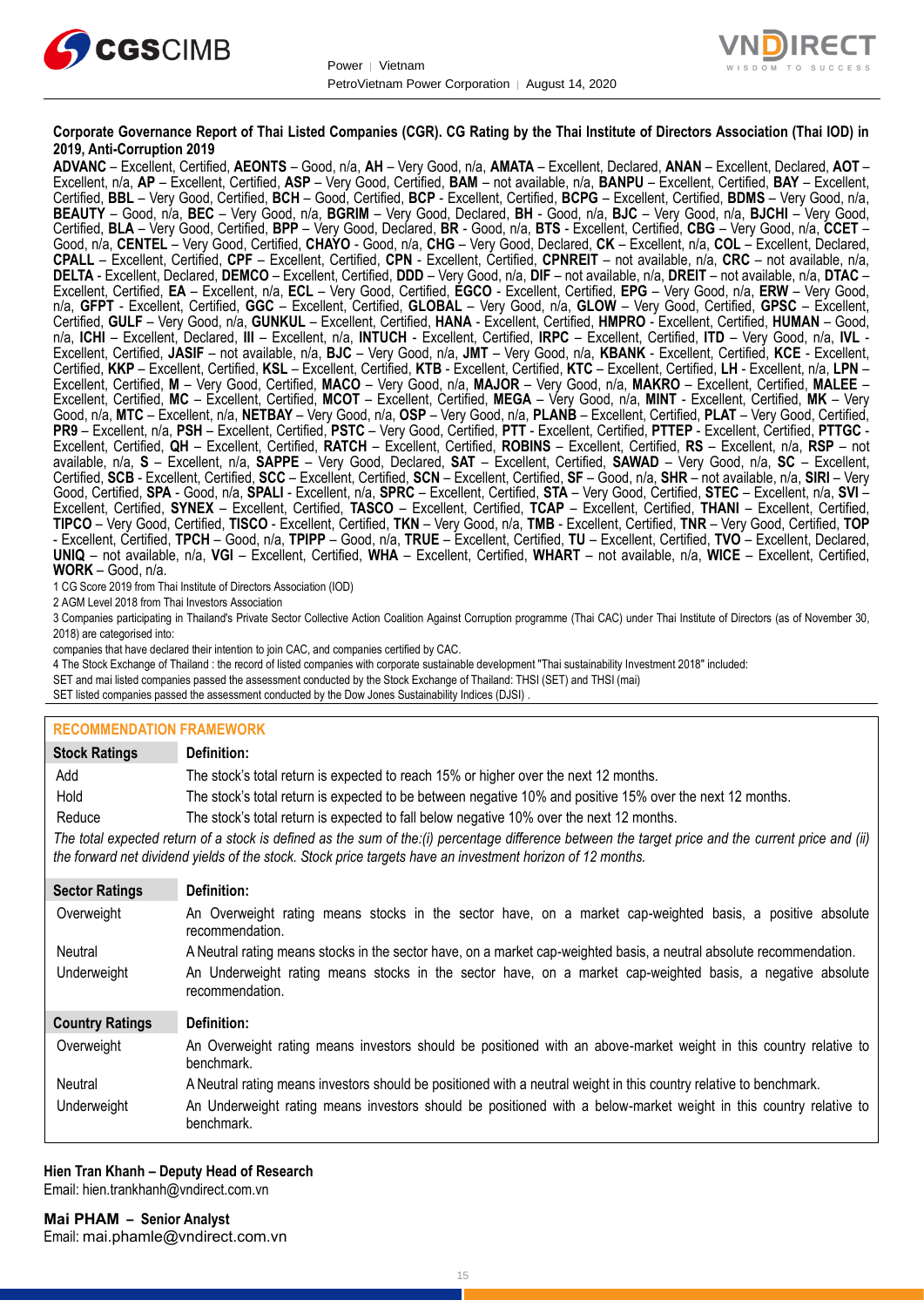**Corporate Governance Report of Thai Listed Companies (CGR). CG Rating by the Thai Institute of Directors Association (Thai IOD) in 2019, Anti-Corruption 2019**

**ADVANC** – Excellent, Certified, **AEONTS** – Good, n/a, **AH** – Very Good, n/a, **AMATA** – Excellent, Declared, **ANAN** – Excellent, Declared, **AOT** – Excellent, n/a, **AP** – Excellent, Certified, **ASP** – Very Good, Certified, **BAM** – not available, n/a, **BANPU** – Excellent, Certified, **BAY** – Excellent, Certified, **BBL** – Very Good, Certified, **BCH** – Good, Certified, **BCP** - Excellent, Certified, **BCPG** – Excellent, Certified, **BDMS** – Very Good, n/a, **BEAUTY** – Good, n/a, **BEC** – Very Good, n/a, **BGRIM** – Very Good, Declared, **BH** - Good, n/a, **BJC** – Very Good, n/a, **BJCHI** – Very Good, Certified, **BLA** – Very Good, Certified, **BPP** – Very Good, Declared, **BR** - Good, n/a, **BTS** - Excellent, Certified, **CBG** – Very Good, n/a, **CCET** – Good, n/a, **CENTEL** – Very Good, Certified, **CHAYO** - Good, n/a, **CHG** – Very Good, Declared, **CK** – Excellent, n/a, **COL** – Excellent, Declared, **CPALL** – Excellent, Certified, **CPF** – Excellent, Certified, **CPN** - Excellent, Certified, **CPNREIT** – not available, n/a, **CRC** – not available, n/a, **DELTA** - Excellent, Declared, **DEMCO** – Excellent, Certified, **DDD** – Very Good, n/a, **DIF** – not available, n/a, **DREIT** – not available, n/a, **DTAC** – Excellent, Certified, **EA** – Excellent, n/a, **ECL** – Very Good, Certified, **EGCO** - Excellent, Certified, **EPG** – Very Good, n/a, **ERW** – Very Good, n/a, **GFPT** - Excellent, Certified, **GGC** – Excellent, Certified, **GLOBAL** – Very Good, n/a, **GLOW** – Very Good, Certified, **GPSC** – Excellent, Certified, **GULF** – Very Good, n/a, **GUNKUL** – Excellent, Certified, **HANA** - Excellent, Certified, **HMPRO** - Excellent, Certified, **HUMAN** – Good, n/a, **ICHI** – Excellent, Declared, **III** – Excellent, n/a, **INTUCH** - Excellent, Certified, **IRPC** – Excellent, Certified, **ITD** – Very Good, n/a, **IVL** - Excellent, Certified, **JASIF** – not available, n/a, **BJC** – Very Good, n/a, **JMT** – Very Good, n/a, **KBANK** - Excellent, Certified, **KCE** - Excellent, Certified, **KKP** – Excellent, Certified, **KSL** – Excellent, Certified, **KTB** - Excellent, Certified, **KTC** – Excellent, Certified, **LH** - Excellent, n/a, **LPN** – Excellent, Certified, **M** – Very Good, Certified, **MACO** – Very Good, n/a, **MAJOR** – Very Good, n/a, **MAKRO** – Excellent, Certified, **MALEE** – Excellent, Certified, **MC** – Excellent, Certified, **MCOT** – Excellent, Certified, **MEGA** – Very Good, n/a, **MINT** - Excellent, Certified, **MK** – Very Good, n/a, **MTC** – Excellent, n/a, **NETBAY** – Very Good, n/a, **OSP** – Very Good, n/a, **PLANB** – Excellent, Certified, **PLAT** – Very Good, Certified, **PR9** – Excellent, n/a, **PSH** – Excellent, Certified, **PSTC** – Very Good, Certified, **PTT** - Excellent, Certified, **PTTEP** - Excellent, Certified, **PTTGC** - Excellent, Certified, **QH** – Excellent, Certified, **RATCH** – Excellent, Certified, **ROBINS** – Excellent, Certified, **RS** – Excellent, n/a, **RSP** – not available, n/a, **S** – Excellent, n/a, **SAPPE** – Very Good, Declared, **SAT** – Excellent, Certified, **SAWAD** – Very Good, n/a, **SC** – Excellent, Certified, **SCB** - Excellent, Certified, **SCC** – Excellent, Certified, **SCN** – Excellent, Certified, **SF** – Good, n/a, **SHR** – not available, n/a, **SIRI** – Very Good, Certified, **SPA** - Good, n/a, **SPALI** - Excellent, n/a, **SPRC** – Excellent, Certified, **STA** – Very Good, Certified, **STEC** – Excellent, n/a, **SVI** – Excellent, Certified, **SYNEX** – Excellent, Certified, **TASCO** – Excellent, Certified, **TCAP** – Excellent, Certified, **THANI** – Excellent, Certified, **TIPCO** – Very Good, Certified, **TISCO** - Excellent, Certified, **TKN** – Very Good, n/a, **TMB** - Excellent, Certified, **TNR** – Very Good, Certified, **TOP** - Excellent, Certified, **TPCH** – Good, n/a, **TPIPP** – Good, n/a, **TRUE** – Excellent, Certified, **TU** – Excellent, Certified, **TVO** – Excellent, Declared, **UNIQ** – not available, n/a, **VGI** – Excellent, Certified, **WHA** – Excellent, Certified, **WHART** – not available, n/a, **WICE** – Excellent, Certified, **WORK** – Good, n/a.

1 CG Score 2019 from Thai Institute of Directors Association (IOD)

2 AGM Level 2018 from Thai Investors Association

3 Companies participating in Thailand's Private Sector Collective Action Coalition Against Corruption programme (Thai CAC) under Thai Institute of Directors (as of November 30, 2018) are categorised into:

companies that have declared their intention to join CAC, and companies certified by CAC.

4 The Stock Exchange of Thailand : the record of listed companies with corporate sustainable development "Thai sustainability Investment 2018" included:

SET and mai listed companies passed the assessment conducted by the Stock Exchange of Thailand: THSI (SET) and THSI (mai)

SET listed companies passed the assessment conducted by the Dow Jones Sustainability Indices (DJSI) .

## RECOMMENDATION FRAMEWORK

| Stock Ratings | Definition: |
|---|---|
| Add | The stock's total return is expected to reach 15% or higher over the next 12 months. |
| Hold | The stock's total return is expected to be between negative 10% and positive 15% over the next 12 months. |
| Reduce | The stock's total return is expected to fall below negative 10% over the next 12 months. |

*The total expected return of a stock is defined as the sum of the:(i) percentage difference between the target price and the current price and (ii) the forward net dividend yields of the stock. Stock price targets have an investment horizon of 12 months.*

| Sector Ratings | Definition: |
|---|---|
| Overweight | An Overweight rating means stocks in the sector have, on a market cap-weighted basis, a positive absolute recommendation. |
| Neutral | A Neutral rating means stocks in the sector have, on a market cap-weighted basis, a neutral absolute recommendation. |
| Underweight | An Underweight rating means stocks in the sector have, on a market cap-weighted basis, a negative absolute recommendation. |

| Country Ratings | Definition: |
|---|---|
| Overweight | An Overweight rating means investors should be positioned with an above-market weight in this country relative to benchmark. |
| Neutral | A Neutral rating means investors should be positioned with a neutral weight in this country relative to benchmark. |
| Underweight | An Underweight rating means investors should be positioned with a below-market weight in this country relative to benchmark. |

**Hien Tran Khanh – Deputy Head of Research**
Email: hien.trankhanh@vndirect.com.vn

**Mai PHAM – Senior Analyst**
Email: mai.phamle@vndirect.com.vn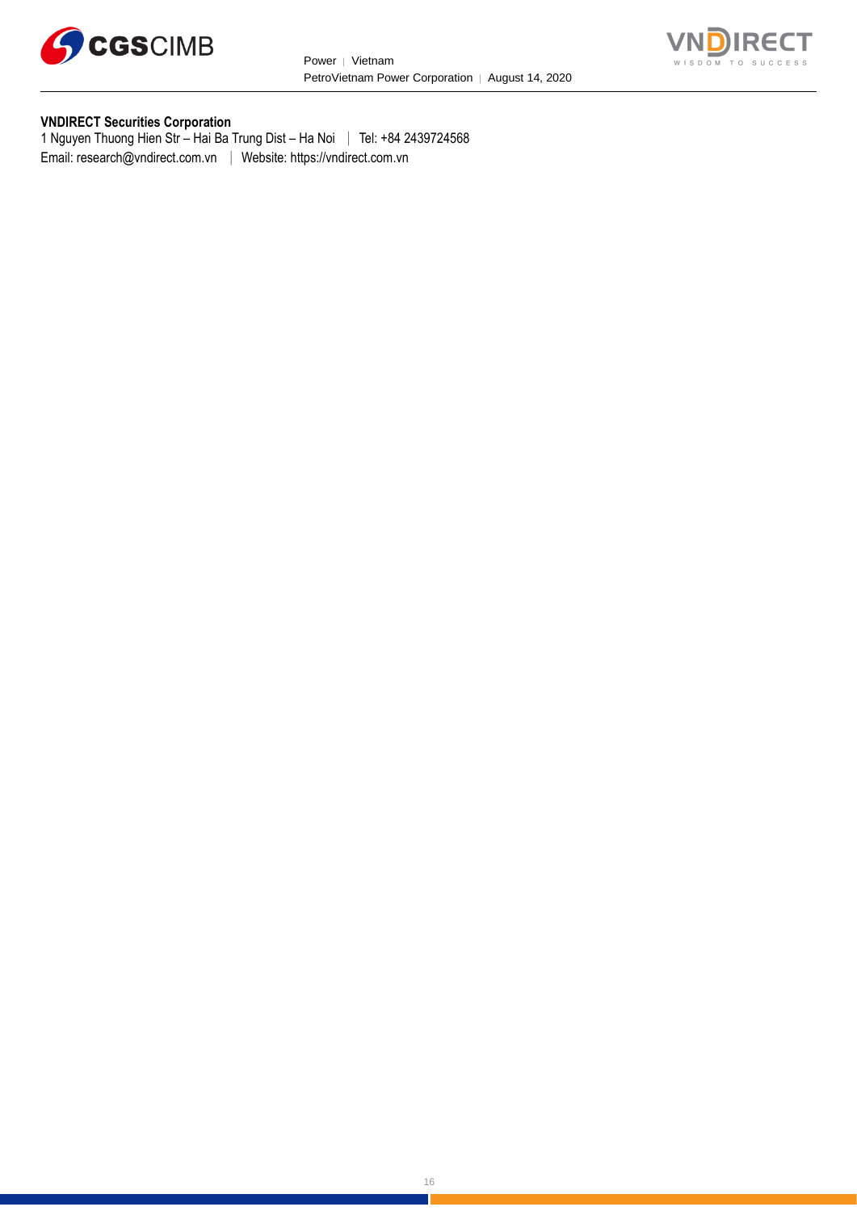**VNDIRECT Securities Corporation**

1 Nguyen Thuong Hien Str – Hai Ba Trung Dist – Ha Noi | Tel: +84 2439724568

Email: research@vndirect.com.vn | Website: https://vndirect.com.vn